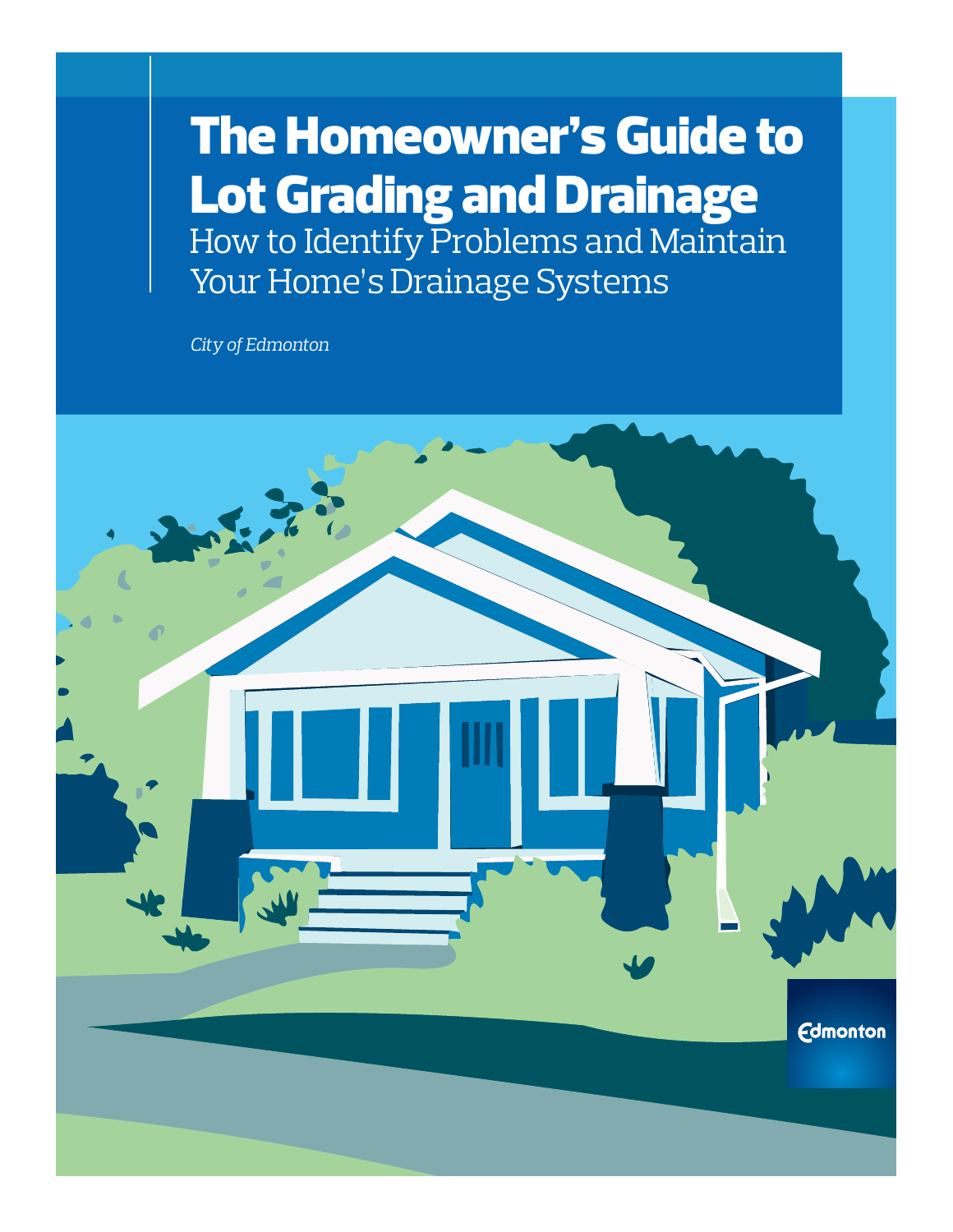# The Homeowner's Guide to Lot Grading and Drainage

## How to Identify Problems and Maintain Your Home's Drainage Systems

*City of Edmonton*

Edmonton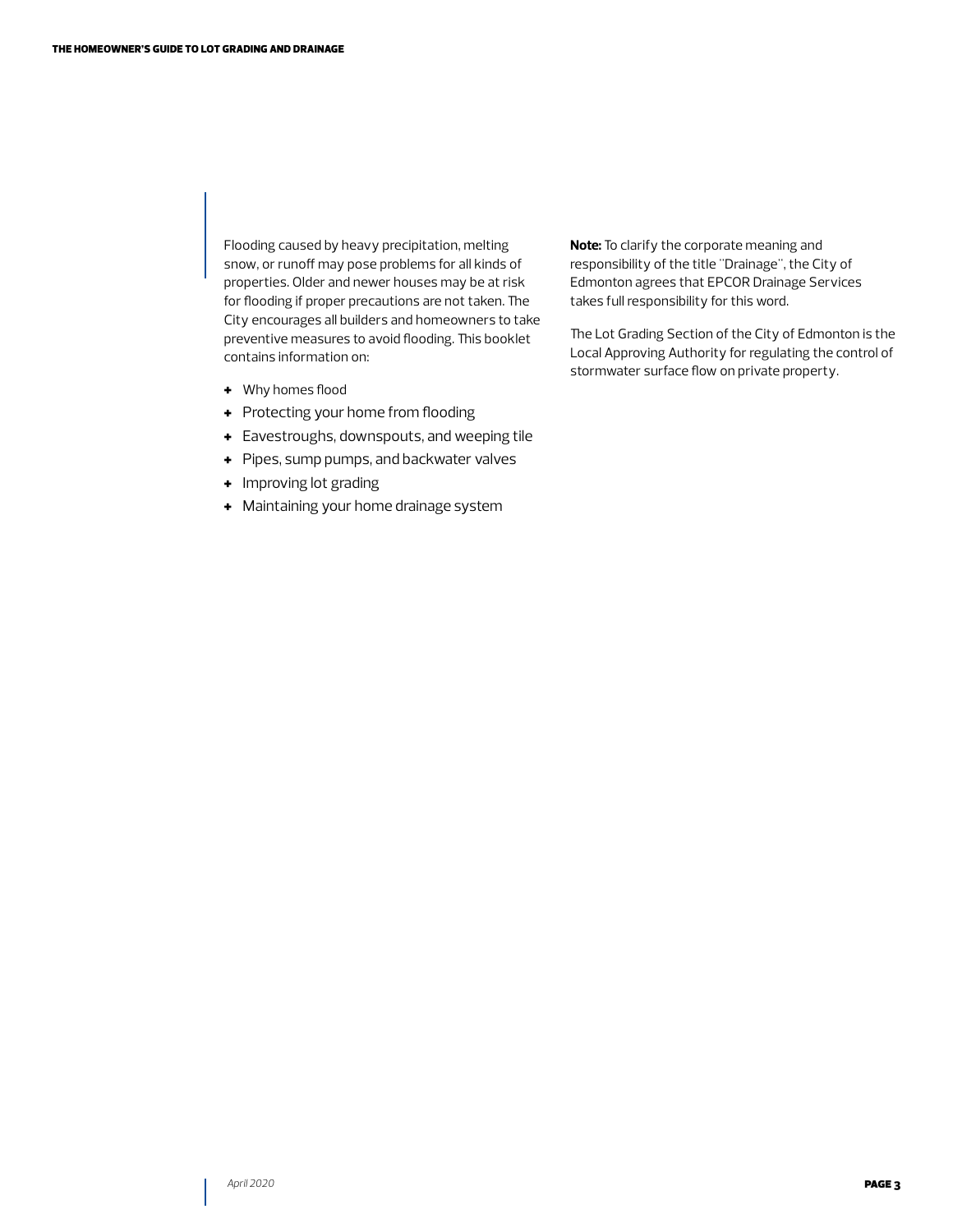Flooding caused by heavy precipitation, melting snow, or runoff may pose problems for all kinds of properties. Older and newer houses may be at risk for flooding if proper precautions are not taken. The City encourages all builders and homeowners to take preventive measures to avoid flooding. This booklet contains information on:

- Why homes flood
- Protecting your home from flooding
- Eavestroughs, downspouts, and weeping tile
- Pipes, sump pumps, and backwater valves
- Improving lot grading
- Maintaining your home drainage system

**Note:** To clarify the corporate meaning and responsibility of the title "Drainage", the City of Edmonton agrees that EPCOR Drainage Services takes full responsibility for this word.

The Lot Grading Section of the City of Edmonton is the Local Approving Authority for regulating the control of stormwater surface flow on private property.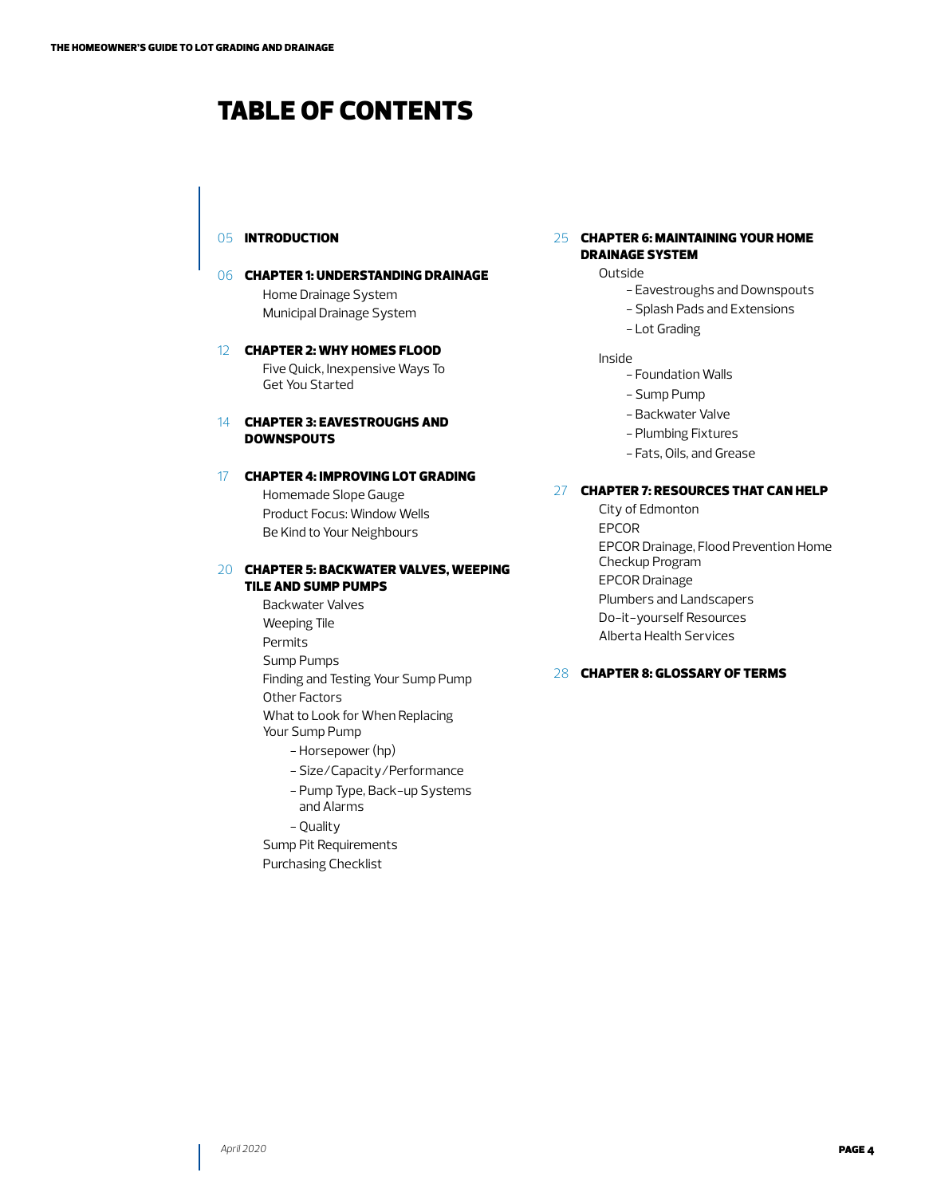# TABLE OF CONTENTS

05 **INTRODUCTION**

06 **CHAPTER 1: UNDERSTANDING DRAINAGE**
- Home Drainage System
- Municipal Drainage System

12 **CHAPTER 2: WHY HOMES FLOOD**
- Five Quick, Inexpensive Ways To Get You Started

14 **CHAPTER 3: EAVESTROUGHS AND DOWNSPOUTS**

17 **CHAPTER 4: IMPROVING LOT GRADING**
- Homemade Slope Gauge
- Product Focus: Window Wells
- Be Kind to Your Neighbours

20 **CHAPTER 5: BACKWATER VALVES, WEEPING TILE AND SUMP PUMPS**
- Backwater Valves
- Weeping Tile
- Permits
- Sump Pumps
- Finding and Testing Your Sump Pump
- Other Factors
- What to Look for When Replacing Your Sump Pump
  - Horsepower (hp)
  - Size/Capacity/Performance
  - Pump Type, Back-up Systems and Alarms
  - Quality
- Sump Pit Requirements
- Purchasing Checklist

25 **CHAPTER 6: MAINTAINING YOUR HOME DRAINAGE SYSTEM**
- Outside
  - Eavestroughs and Downspouts
  - Splash Pads and Extensions
  - Lot Grading
- Inside
  - Foundation Walls
  - Sump Pump
  - Backwater Valve
  - Plumbing Fixtures
  - Fats, Oils, and Grease

27 **CHAPTER 7: RESOURCES THAT CAN HELP**
- City of Edmonton
- EPCOR
- EPCOR Drainage, Flood Prevention Home Checkup Program
- EPCOR Drainage
- Plumbers and Landscapers
- Do-it-yourself Resources
- Alberta Health Services

28 **CHAPTER 8: GLOSSARY OF TERMS**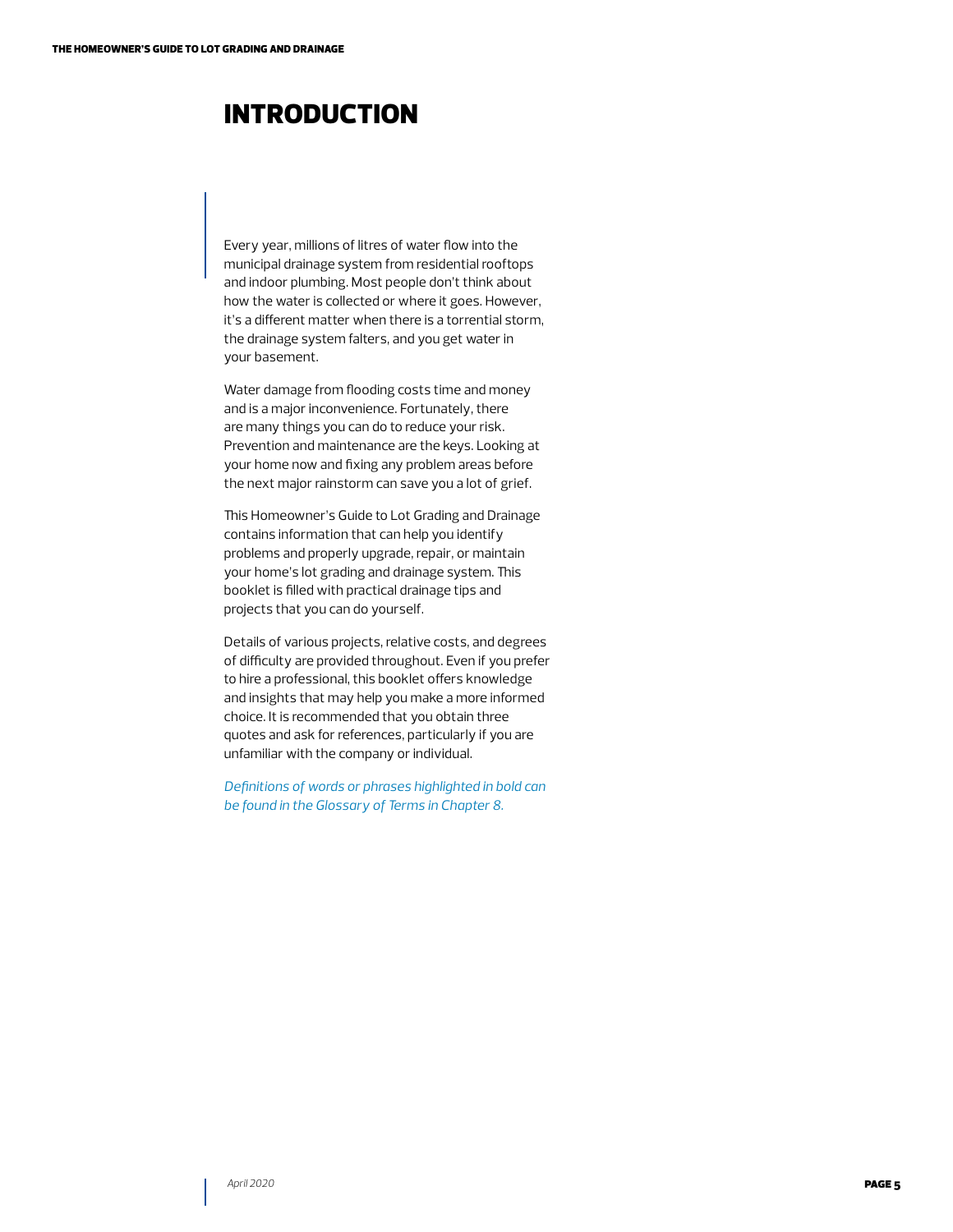# INTRODUCTION

Every year, millions of litres of water flow into the municipal drainage system from residential rooftops and indoor plumbing. Most people don't think about how the water is collected or where it goes. However, it's a different matter when there is a torrential storm, the drainage system falters, and you get water in your basement.

Water damage from flooding costs time and money and is a major inconvenience. Fortunately, there are many things you can do to reduce your risk. Prevention and maintenance are the keys. Looking at your home now and fixing any problem areas before the next major rainstorm can save you a lot of grief.

This Homeowner's Guide to Lot Grading and Drainage contains information that can help you identify problems and properly upgrade, repair, or maintain your home's lot grading and drainage system. This booklet is filled with practical drainage tips and projects that you can do yourself.

Details of various projects, relative costs, and degrees of difficulty are provided throughout. Even if you prefer to hire a professional, this booklet offers knowledge and insights that may help you make a more informed choice. It is recommended that you obtain three quotes and ask for references, particularly if you are unfamiliar with the company or individual.

*Definitions of words or phrases highlighted in bold can be found in the Glossary of Terms in Chapter 8.*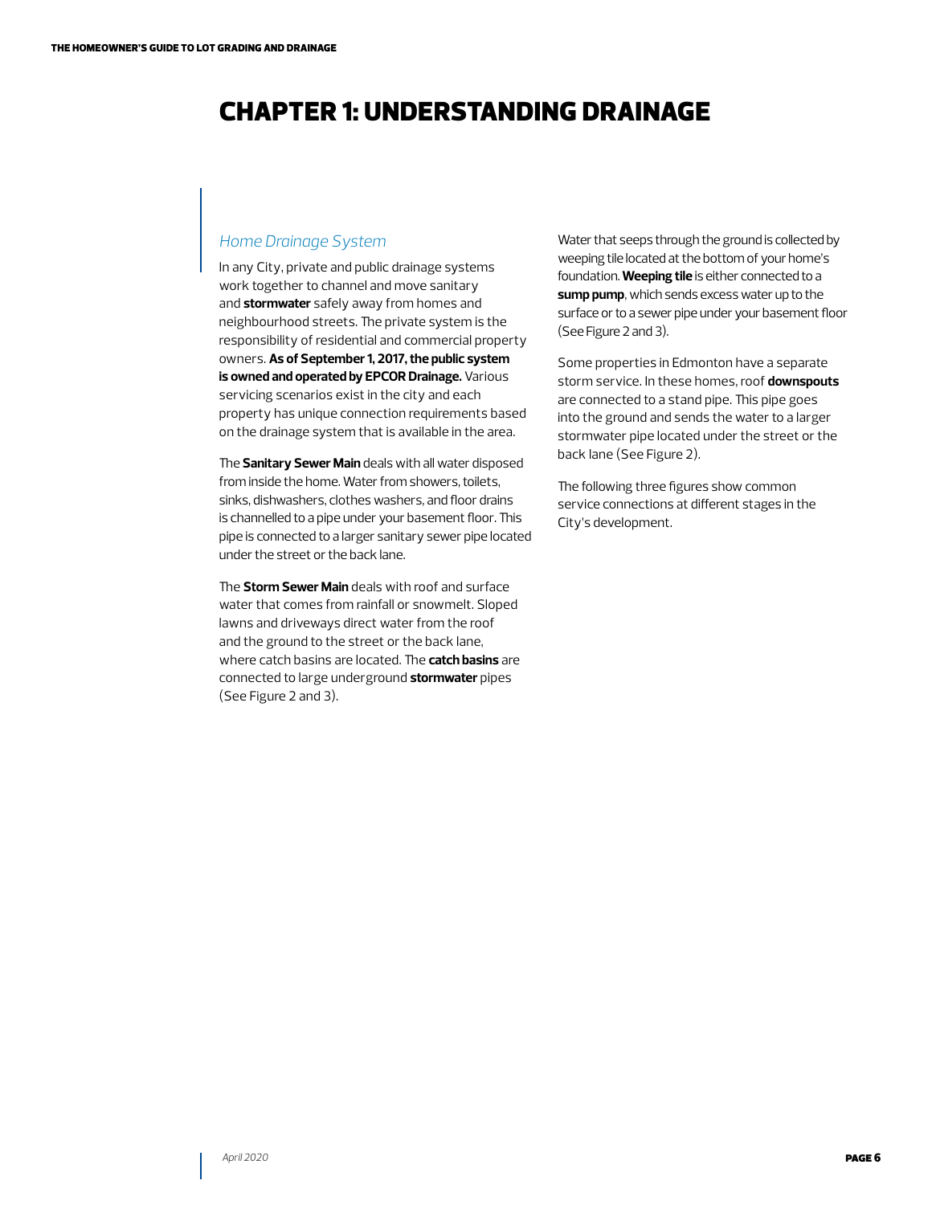# CHAPTER 1: UNDERSTANDING DRAINAGE

## *Home Drainage System*

In any City, private and public drainage systems work together to channel and move sanitary and **stormwater** safely away from homes and neighbourhood streets. The private system is the responsibility of residential and commercial property owners. **As of September 1, 2017, the public system is owned and operated by EPCOR Drainage.** Various servicing scenarios exist in the city and each property has unique connection requirements based on the drainage system that is available in the area.

The **Sanitary Sewer Main** deals with all water disposed from inside the home. Water from showers, toilets, sinks, dishwashers, clothes washers, and floor drains is channelled to a pipe under your basement floor. This pipe is connected to a larger sanitary sewer pipe located under the street or the back lane.

The **Storm Sewer Main** deals with roof and surface water that comes from rainfall or snowmelt. Sloped lawns and driveways direct water from the roof and the ground to the street or the back lane, where catch basins are located. The **catch basins** are connected to large underground **stormwater** pipes (See Figure 2 and 3).

Water that seeps through the ground is collected by weeping tile located at the bottom of your home's foundation. **Weeping tile** is either connected to a **sump pump**, which sends excess water up to the surface or to a sewer pipe under your basement floor (See Figure 2 and 3).

Some properties in Edmonton have a separate storm service. In these homes, roof **downspouts** are connected to a stand pipe. This pipe goes into the ground and sends the water to a larger stormwater pipe located under the street or the back lane (See Figure 2).

The following three figures show common service connections at different stages in the City's development.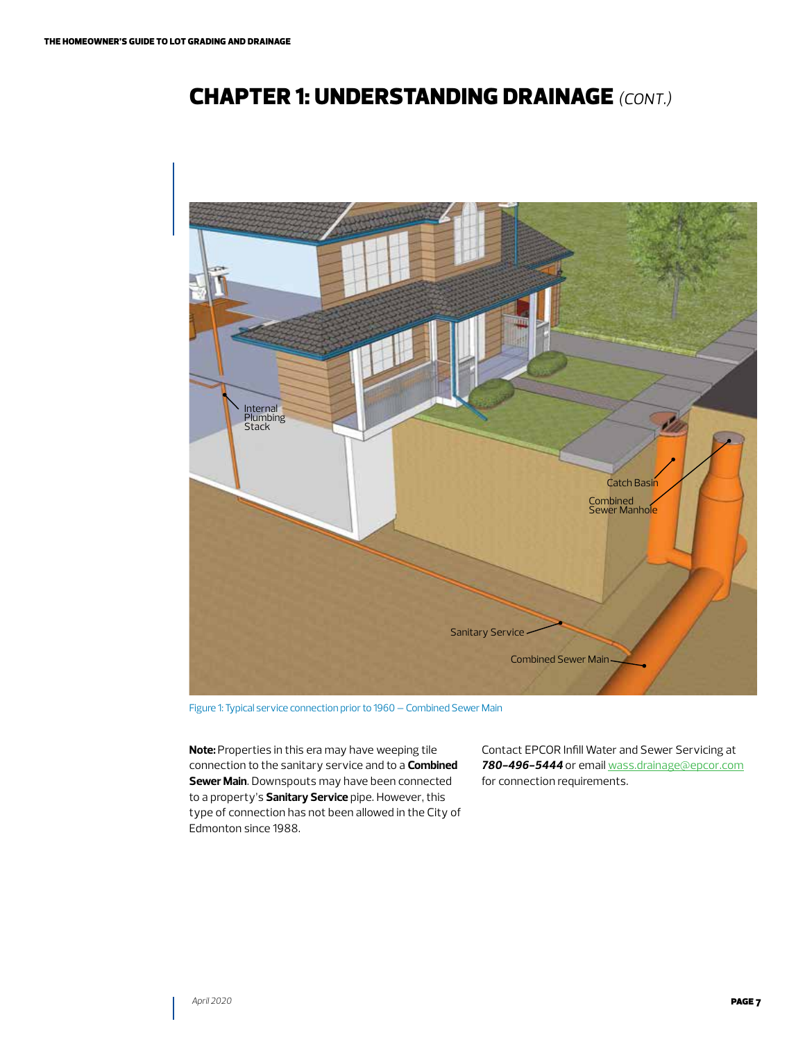# CHAPTER 1: UNDERSTANDING DRAINAGE *(CONT.)*

Figure 1: Typical service connection prior to 1960 – Combined Sewer Main

**Note:** Properties in this era may have weeping tile connection to the sanitary service and to a **Combined Sewer Main**. Downspouts may have been connected to a property's **Sanitary Service** pipe. However, this type of connection has not been allowed in the City of Edmonton since 1988.

Contact EPCOR Infill Water and Sewer Servicing at ***780-496-5444*** or email wass.drainage@epcor.com for connection requirements.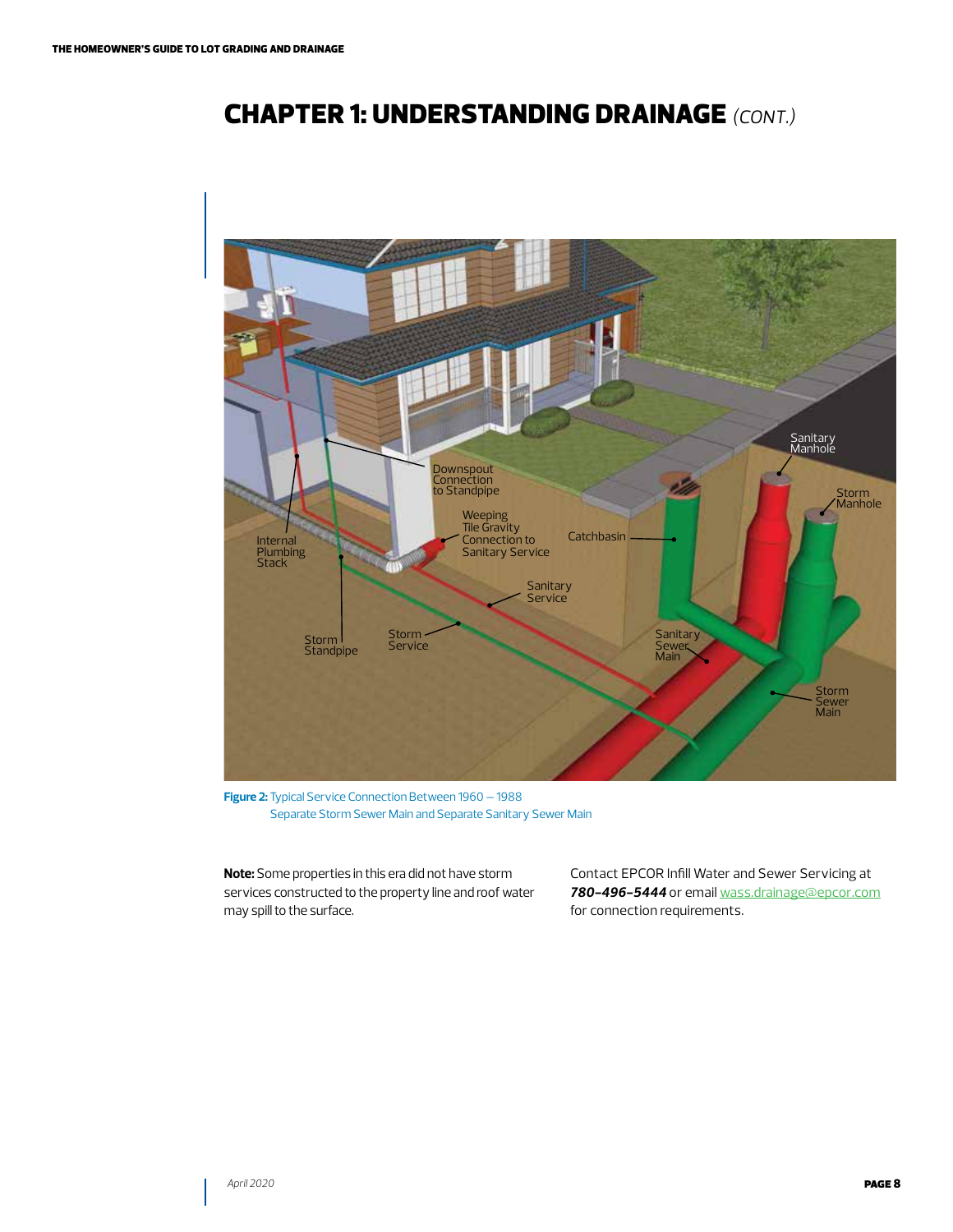# CHAPTER 1: UNDERSTANDING DRAINAGE *(CONT.)*

**Figure 2:** Typical Service Connection Between 1960 – 1988
Separate Storm Sewer Main and Separate Sanitary Sewer Main

**Note:** Some properties in this era did not have storm services constructed to the property line and roof water may spill to the surface.

Contact EPCOR Infill Water and Sewer Servicing at ***780-496-5444*** or email wass.drainage@epcor.com for connection requirements.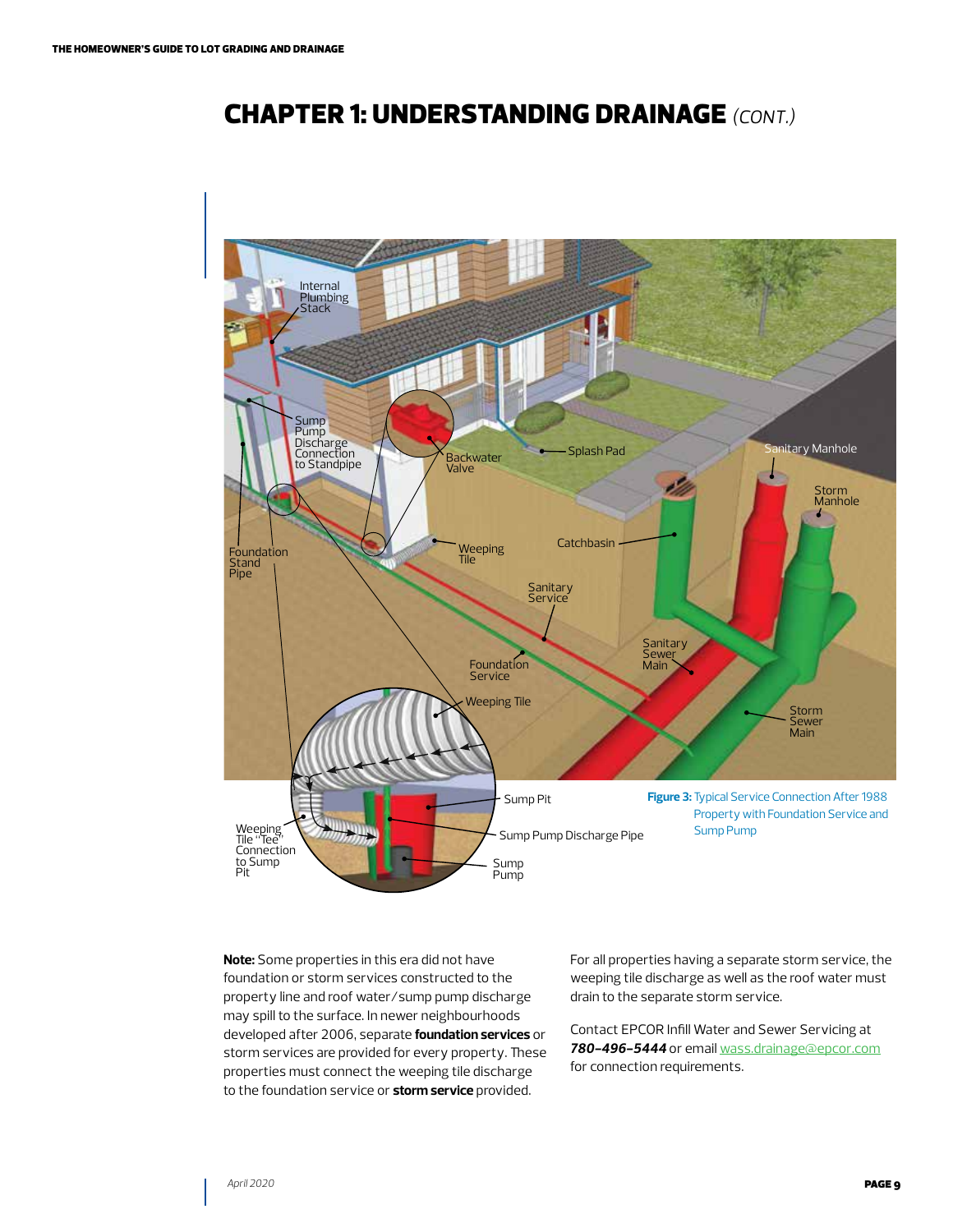# CHAPTER 1: UNDERSTANDING DRAINAGE *(CONT.)*

**Figure 3:** Typical Service Connection After 1988 Property with Foundation Service and Sump Pump

**Note:** Some properties in this era did not have foundation or storm services constructed to the property line and roof water/sump pump discharge may spill to the surface. In newer neighbourhoods developed after 2006, separate **foundation services** or storm services are provided for every property. These properties must connect the weeping tile discharge to the foundation service or **storm service** provided.

For all properties having a separate storm service, the weeping tile discharge as well as the roof water must drain to the separate storm service.

Contact EPCOR Infill Water and Sewer Servicing at ***780-496-5444*** or email wass.drainage@epcor.com for connection requirements.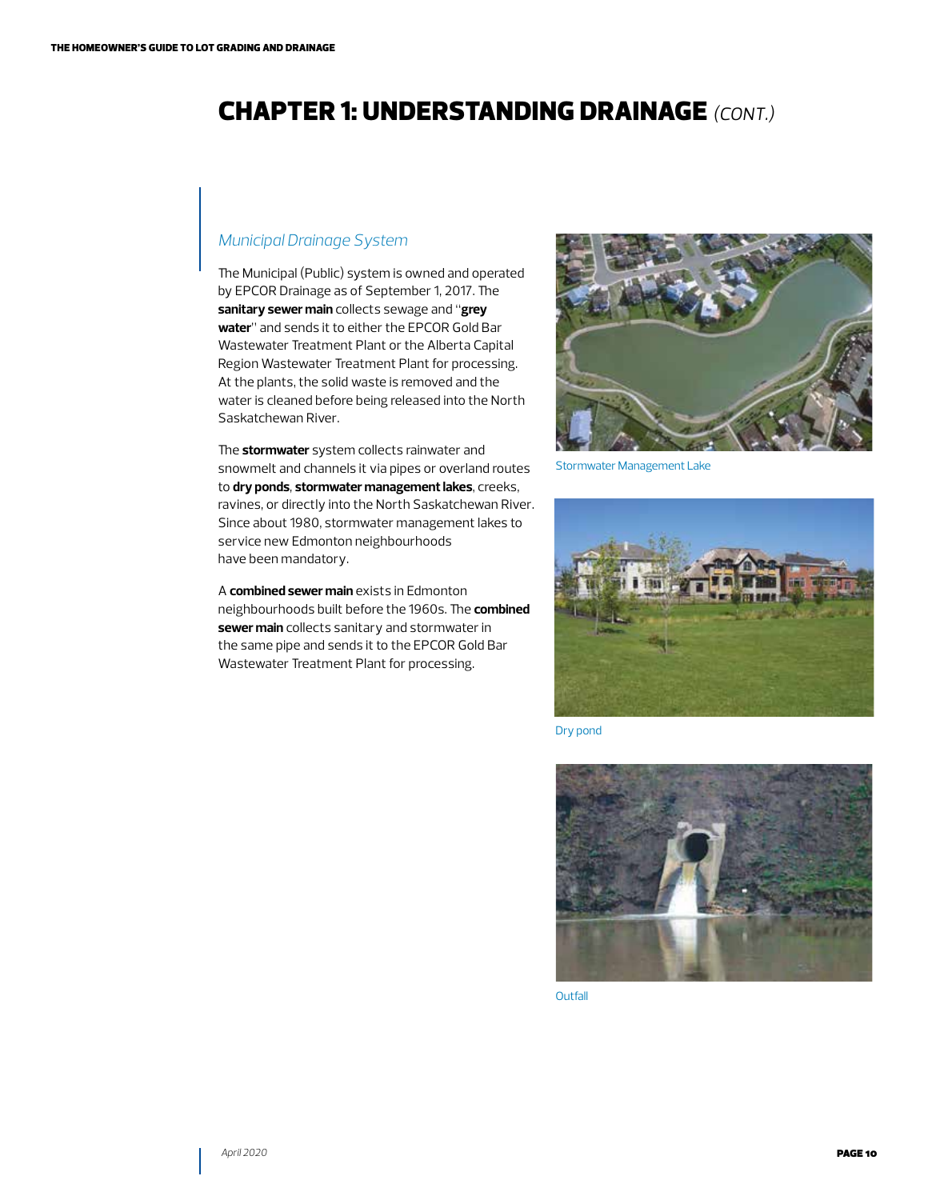# CHAPTER 1: UNDERSTANDING DRAINAGE *(CONT.)*

## *Municipal Drainage System*

The Municipal (Public) system is owned and operated by EPCOR Drainage as of September 1, 2017. The **sanitary sewer main** collects sewage and "**grey water**" and sends it to either the EPCOR Gold Bar Wastewater Treatment Plant or the Alberta Capital Region Wastewater Treatment Plant for processing. At the plants, the solid waste is removed and the water is cleaned before being released into the North Saskatchewan River.

The **stormwater** system collects rainwater and snowmelt and channels it via pipes or overland routes to **dry ponds**, **stormwater management lakes**, creeks, ravines, or directly into the North Saskatchewan River. Since about 1980, stormwater management lakes to service new Edmonton neighbourhoods have been mandatory.

A **combined sewer main** exists in Edmonton neighbourhoods built before the 1960s. The **combined sewer main** collects sanitary and stormwater in the same pipe and sends it to the EPCOR Gold Bar Wastewater Treatment Plant for processing.

Stormwater Management Lake

Dry pond

Outfall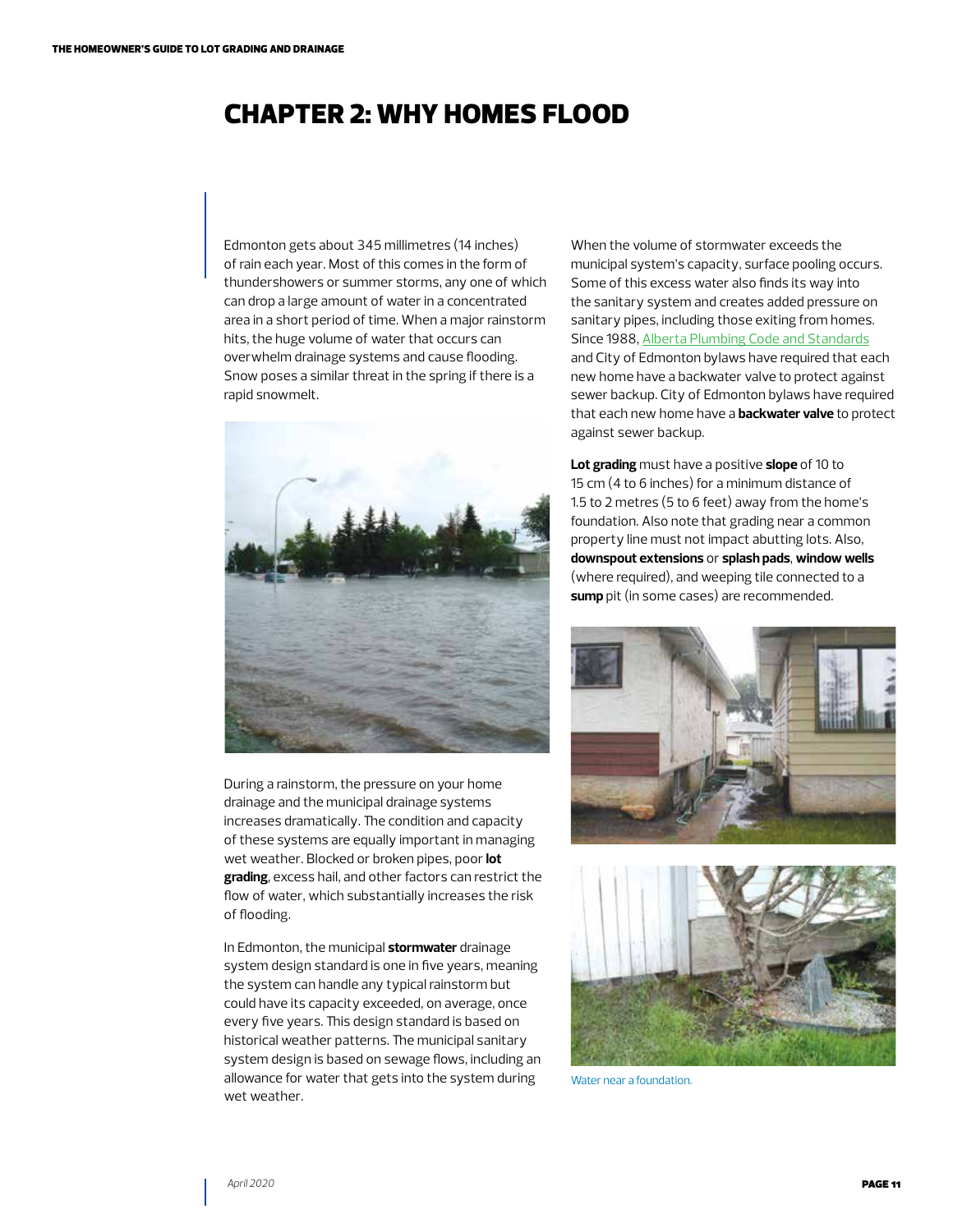// Chapter 2: Why Homes Flood

# CHAPTER 2: WHY HOMES FLOOD

Edmonton gets about 345 millimetres (14 inches) of rain each year. Most of this comes in the form of thundershowers or summer storms, any one of which can drop a large amount of water in a concentrated area in a short period of time. When a major rainstorm hits, the huge volume of water that occurs can overwhelm drainage systems and cause flooding. Snow poses a similar threat in the spring if there is a rapid snowmelt.

During a rainstorm, the pressure on your home drainage and the municipal drainage systems increases dramatically. The condition and capacity of these systems are equally important in managing wet weather. Blocked or broken pipes, poor **lot grading**, excess hail, and other factors can restrict the flow of water, which substantially increases the risk of flooding.

In Edmonton, the municipal **stormwater** drainage system design standard is one in five years, meaning the system can handle any typical rainstorm but could have its capacity exceeded, on average, once every five years. This design standard is based on historical weather patterns. The municipal sanitary system design is based on sewage flows, including an allowance for water that gets into the system during wet weather.

When the volume of stormwater exceeds the municipal system's capacity, surface pooling occurs. Some of this excess water also finds its way into the sanitary system and creates added pressure on sanitary pipes, including those exiting from homes. Since 1988, Alberta Plumbing Code and Standards and City of Edmonton bylaws have required that each new home have a backwater valve to protect against sewer backup. City of Edmonton bylaws have required that each new home have a **backwater valve** to protect against sewer backup.

**Lot grading** must have a positive **slope** of 10 to 15 cm (4 to 6 inches) for a minimum distance of 1.5 to 2 metres (5 to 6 feet) away from the home's foundation. Also note that grading near a common property line must not impact abutting lots. Also, **downspout extensions** or **splash pads**, **window wells** (where required), and weeping tile connected to a **sump** pit (in some cases) are recommended.

Water near a foundation.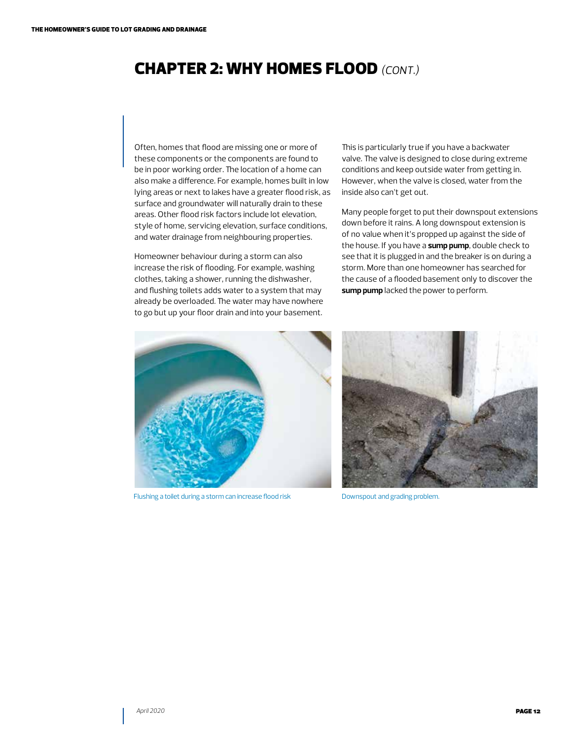# CHAPTER 2: WHY HOMES FLOOD *(CONT.)*

Often, homes that flood are missing one or more of these components or the components are found to be in poor working order. The location of a home can also make a difference. For example, homes built in low lying areas or next to lakes have a greater flood risk, as surface and groundwater will naturally drain to these areas. Other flood risk factors include lot elevation, style of home, servicing elevation, surface conditions, and water drainage from neighbouring properties.

Homeowner behaviour during a storm can also increase the risk of flooding. For example, washing clothes, taking a shower, running the dishwasher, and flushing toilets adds water to a system that may already be overloaded. The water may have nowhere to go but up your floor drain and into your basement.

This is particularly true if you have a backwater valve. The valve is designed to close during extreme conditions and keep outside water from getting in. However, when the valve is closed, water from the inside also can't get out.

Many people forget to put their downspout extensions down before it rains. A long downspout extension is of no value when it's propped up against the side of the house. If you have a **sump pump**, double check to see that it is plugged in and the breaker is on during a storm. More than one homeowner has searched for the cause of a flooded basement only to discover the **sump pump** lacked the power to perform.

Flushing a toilet during a storm can increase flood risk

Downspout and grading problem.

*April 2020*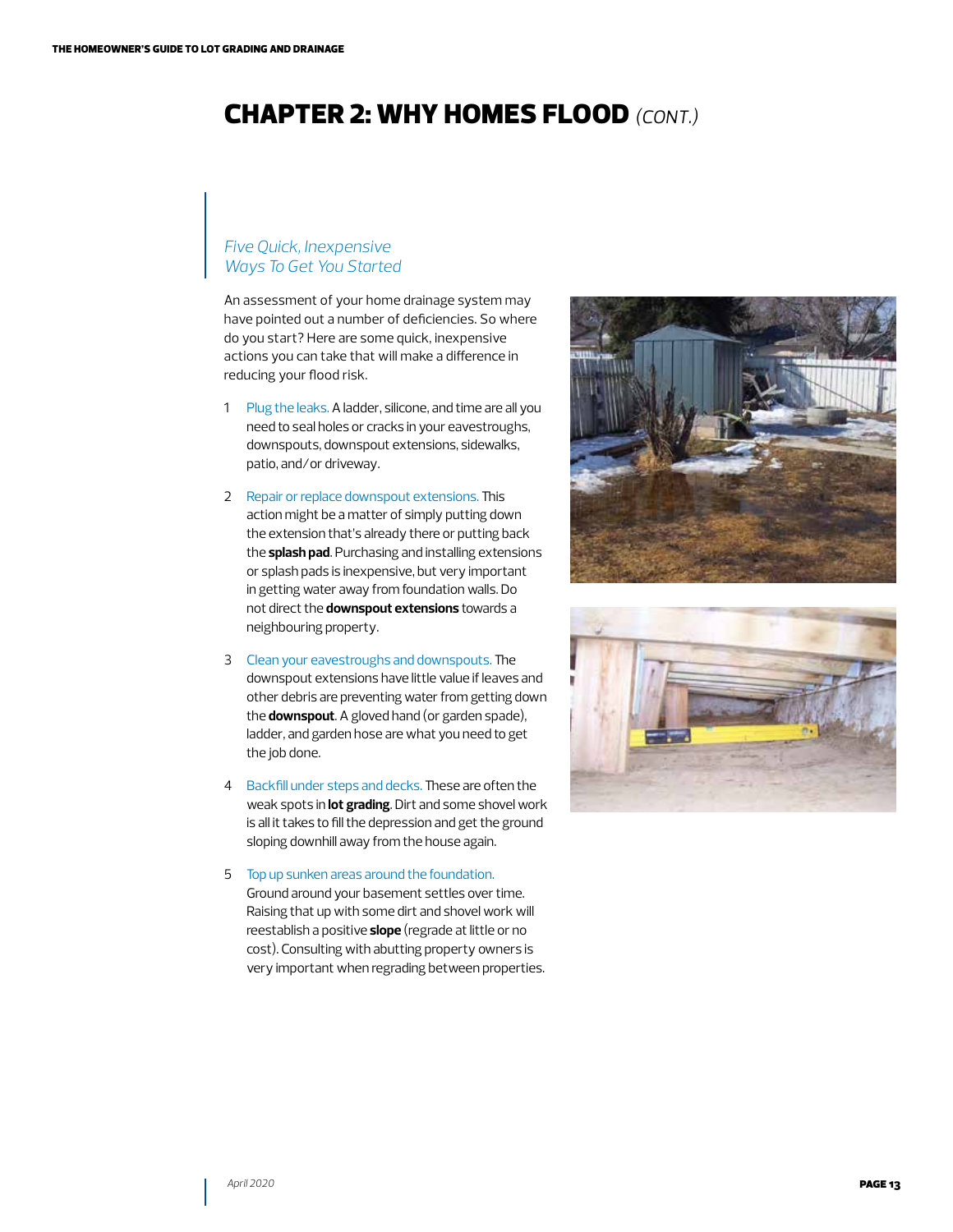# CHAPTER 2: WHY HOMES FLOOD *(CONT.)*

## *Five Quick, Inexpensive Ways To Get You Started*

An assessment of your home drainage system may have pointed out a number of deficiencies. So where do you start? Here are some quick, inexpensive actions you can take that will make a difference in reducing your flood risk.

1. Plug the leaks. A ladder, silicone, and time are all you need to seal holes or cracks in your eavestroughs, downspouts, downspout extensions, sidewalks, patio, and/or driveway.

2. Repair or replace downspout extensions. This action might be a matter of simply putting down the extension that's already there or putting back the **splash pad**. Purchasing and installing extensions or splash pads is inexpensive, but very important in getting water away from foundation walls. Do not direct the **downspout extensions** towards a neighbouring property.

3. Clean your eavestroughs and downspouts. The downspout extensions have little value if leaves and other debris are preventing water from getting down the **downspout**. A gloved hand (or garden spade), ladder, and garden hose are what you need to get the job done.

4. Backfill under steps and decks. These are often the weak spots in **lot grading**. Dirt and some shovel work is all it takes to fill the depression and get the ground sloping downhill away from the house again.

5. Top up sunken areas around the foundation. Ground around your basement settles over time. Raising that up with some dirt and shovel work will reestablish a positive **slope** (regrade at little or no cost). Consulting with abutting property owners is very important when regrading between properties.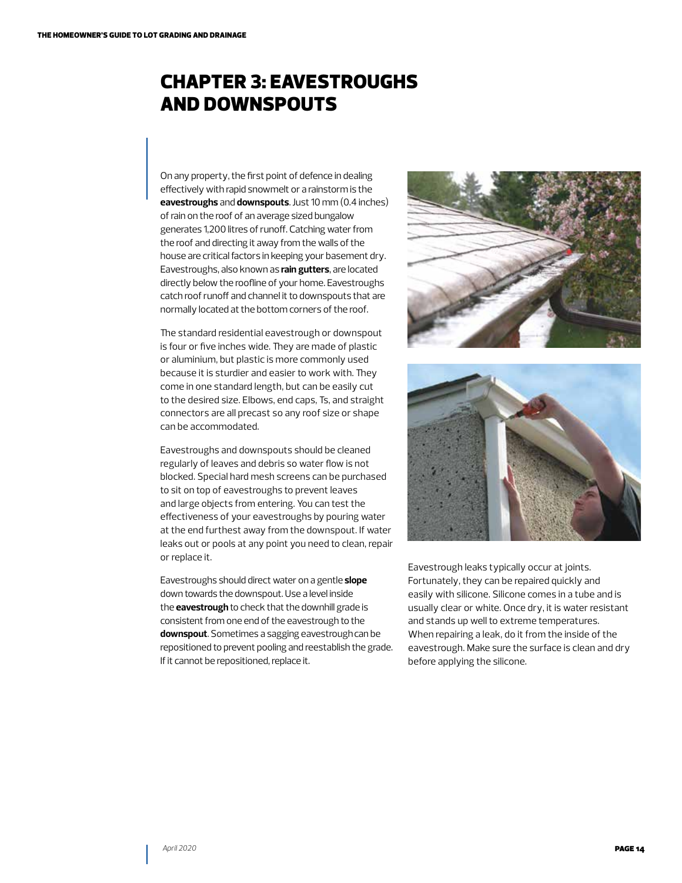# CHAPTER 3: EAVESTROUGHS AND DOWNSPOUTS

On any property, the first point of defence in dealing effectively with rapid snowmelt or a rainstorm is the **eavestroughs** and **downspouts**. Just 10 mm (0.4 inches) of rain on the roof of an average sized bungalow generates 1,200 litres of runoff. Catching water from the roof and directing it away from the walls of the house are critical factors in keeping your basement dry. Eavestroughs, also known as **rain gutters**, are located directly below the roofline of your home. Eavestroughs catch roof runoff and channel it to downspouts that are normally located at the bottom corners of the roof.

The standard residential eavestrough or downspout is four or five inches wide. They are made of plastic or aluminium, but plastic is more commonly used because it is sturdier and easier to work with. They come in one standard length, but can be easily cut to the desired size. Elbows, end caps, Ts, and straight connectors are all precast so any roof size or shape can be accommodated.

Eavestroughs and downspouts should be cleaned regularly of leaves and debris so water flow is not blocked. Special hard mesh screens can be purchased to sit on top of eavestroughs to prevent leaves and large objects from entering. You can test the effectiveness of your eavestroughs by pouring water at the end furthest away from the downspout. If water leaks out or pools at any point you need to clean, repair or replace it.

Eavestroughs should direct water on a gentle **slope** down towards the downspout. Use a level inside the **eavestrough** to check that the downhill grade is consistent from one end of the eavestrough to the **downspout**. Sometimes a sagging eavestrough can be repositioned to prevent pooling and reestablish the grade. If it cannot be repositioned, replace it.

Eavestrough leaks typically occur at joints. Fortunately, they can be repaired quickly and easily with silicone. Silicone comes in a tube and is usually clear or white. Once dry, it is water resistant and stands up well to extreme temperatures. When repairing a leak, do it from the inside of the eavestrough. Make sure the surface is clean and dry before applying the silicone.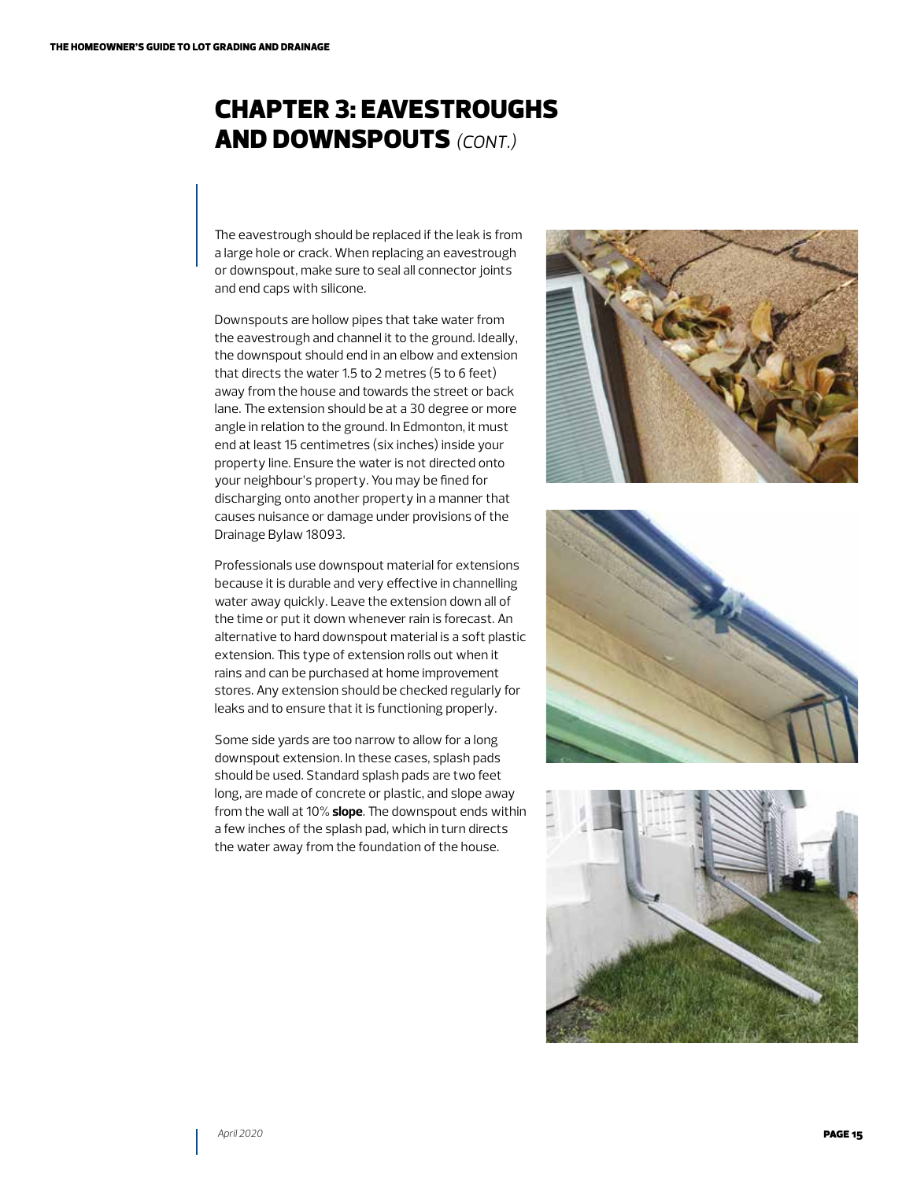# CHAPTER 3: EAVESTROUGHS AND DOWNSPOUTS *(CONT.)*

The eavestrough should be replaced if the leak is from a large hole or crack. When replacing an eavestrough or downspout, make sure to seal all connector joints and end caps with silicone.

Downspouts are hollow pipes that take water from the eavestrough and channel it to the ground. Ideally, the downspout should end in an elbow and extension that directs the water 1.5 to 2 metres (5 to 6 feet) away from the house and towards the street or back lane. The extension should be at a 30 degree or more angle in relation to the ground. In Edmonton, it must end at least 15 centimetres (six inches) inside your property line. Ensure the water is not directed onto your neighbour's property. You may be fined for discharging onto another property in a manner that causes nuisance or damage under provisions of the Drainage Bylaw 18093.

Professionals use downspout material for extensions because it is durable and very effective in channelling water away quickly. Leave the extension down all of the time or put it down whenever rain is forecast. An alternative to hard downspout material is a soft plastic extension. This type of extension rolls out when it rains and can be purchased at home improvement stores. Any extension should be checked regularly for leaks and to ensure that it is functioning properly.

Some side yards are too narrow to allow for a long downspout extension. In these cases, splash pads should be used. Standard splash pads are two feet long, are made of concrete or plastic, and slope away from the wall at 10% **slope**. The downspout ends within a few inches of the splash pad, which in turn directs the water away from the foundation of the house.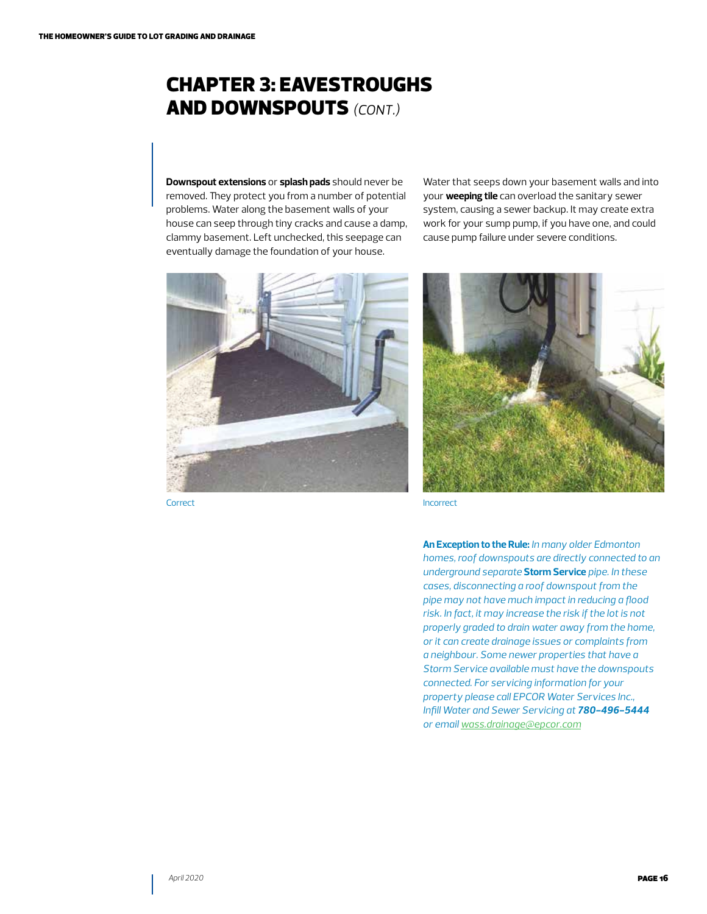# CHAPTER 3: EAVESTROUGHS AND DOWNSPOUTS *(CONT.)*

**Downspout extensions** or **splash pads** should never be removed. They protect you from a number of potential problems. Water along the basement walls of your house can seep through tiny cracks and cause a damp, clammy basement. Left unchecked, this seepage can eventually damage the foundation of your house.

Water that seeps down your basement walls and into your **weeping tile** can overload the sanitary sewer system, causing a sewer backup. It may create extra work for your sump pump, if you have one, and could cause pump failure under severe conditions.

Correct

Incorrect

***An Exception to the Rule:*** *In many older Edmonton homes, roof downspouts are directly connected to an underground separate* ***Storm Service*** *pipe. In these cases, disconnecting a roof downspout from the pipe may not have much impact in reducing a flood risk. In fact, it may increase the risk if the lot is not properly graded to drain water away from the home, or it can create drainage issues or complaints from a neighbour. Some newer properties that have a Storm Service available must have the downspouts connected. For servicing information for your property please call EPCOR Water Services Inc., Infill Water and Sewer Servicing at* ***780-496-5444*** *or email wass.drainage@epcor.com*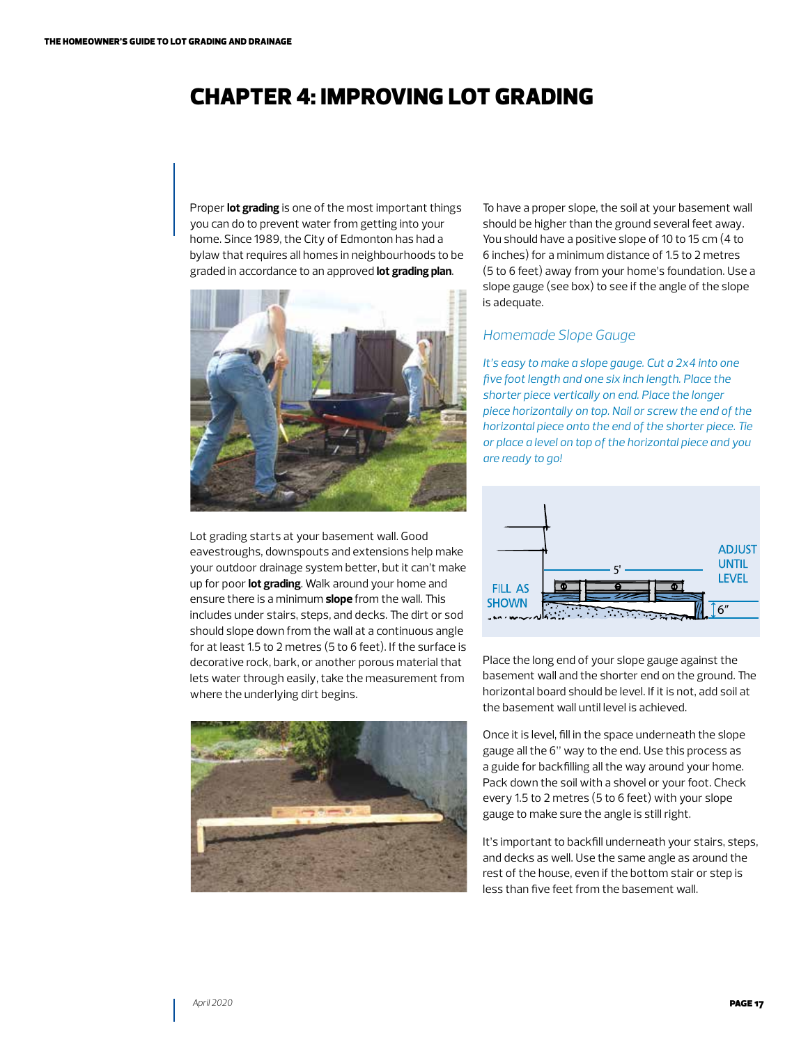# CHAPTER 4: IMPROVING LOT GRADING

Proper **lot grading** is one of the most important things you can do to prevent water from getting into your home. Since 1989, the City of Edmonton has had a bylaw that requires all homes in neighbourhoods to be graded in accordance to an approved **lot grading plan**.

Lot grading starts at your basement wall. Good eavestroughs, downspouts and extensions help make your outdoor drainage system better, but it can't make up for poor **lot grading**. Walk around your home and ensure there is a minimum **slope** from the wall. This includes under stairs, steps, and decks. The dirt or sod should slope down from the wall at a continuous angle for at least 1.5 to 2 metres (5 to 6 feet). If the surface is decorative rock, bark, or another porous material that lets water through easily, take the measurement from where the underlying dirt begins.

To have a proper slope, the soil at your basement wall should be higher than the ground several feet away. You should have a positive slope of 10 to 15 cm (4 to 6 inches) for a minimum distance of 1.5 to 2 metres (5 to 6 feet) away from your home's foundation. Use a slope gauge (see box) to see if the angle of the slope is adequate.

## *Homemade Slope Gauge*

*It's easy to make a slope gauge. Cut a 2x4 into one five foot length and one six inch length. Place the shorter piece vertically on end. Place the longer piece horizontally on top. Nail or screw the end of the horizontal piece onto the end of the shorter piece. Tie or place a level on top of the horizontal piece and you are ready to go!*

FILL AS SHOWN — 5' — ADJUST UNTIL LEVEL — 6"

Place the long end of your slope gauge against the basement wall and the shorter end on the ground. The horizontal board should be level. If it is not, add soil at the basement wall until level is achieved.

Once it is level, fill in the space underneath the slope gauge all the 6" way to the end. Use this process as a guide for backfilling all the way around your home. Pack down the soil with a shovel or your foot. Check every 1.5 to 2 metres (5 to 6 feet) with your slope gauge to make sure the angle is still right.

It's important to backfill underneath your stairs, steps, and decks as well. Use the same angle as around the rest of the house, even if the bottom stair or step is less than five feet from the basement wall.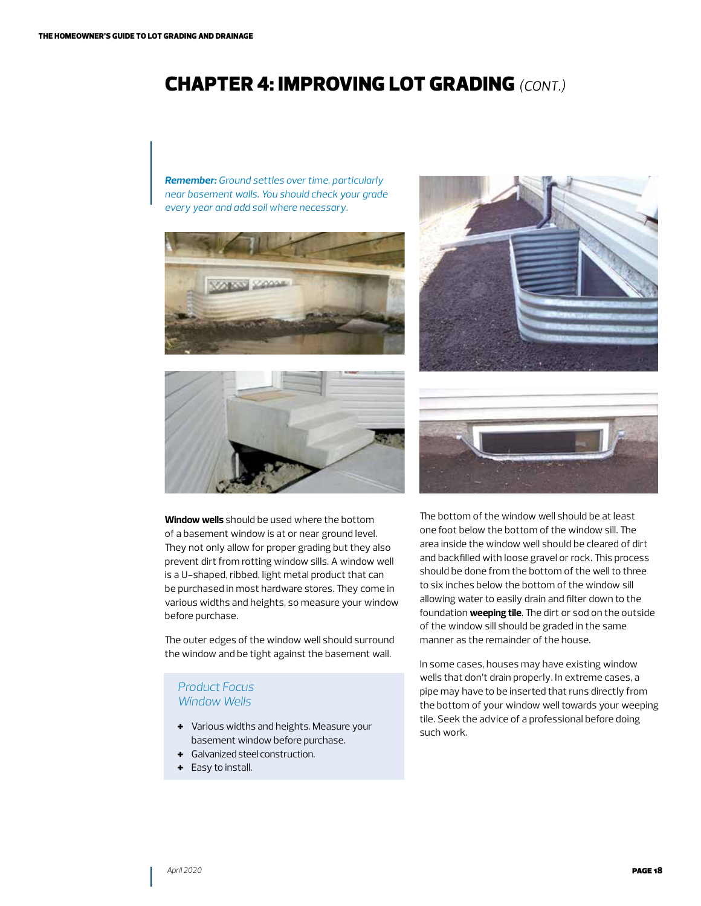# CHAPTER 4: IMPROVING LOT GRADING *(CONT.)*

***Remember:*** *Ground settles over time, particularly near basement walls. You should check your grade every year and add soil where necessary.*

**Window wells** should be used where the bottom of a basement window is at or near ground level. They not only allow for proper grading but they also prevent dirt from rotting window sills. A window well is a U-shaped, ribbed, light metal product that can be purchased in most hardware stores. They come in various widths and heights, so measure your window before purchase.

The outer edges of the window well should surround the window and be tight against the basement wall.

*Product Focus*
*Window Wells*

- Various widths and heights. Measure your basement window before purchase.
- Galvanized steel construction.
- Easy to install.

The bottom of the window well should be at least one foot below the bottom of the window sill. The area inside the window well should be cleared of dirt and backfilled with loose gravel or rock. This process should be done from the bottom of the well to three to six inches below the bottom of the window sill allowing water to easily drain and filter down to the foundation **weeping tile**. The dirt or sod on the outside of the window sill should be graded in the same manner as the remainder of the house.

In some cases, houses may have existing window wells that don't drain properly. In extreme cases, a pipe may have to be inserted that runs directly from the bottom of your window well towards your weeping tile. Seek the advice of a professional before doing such work.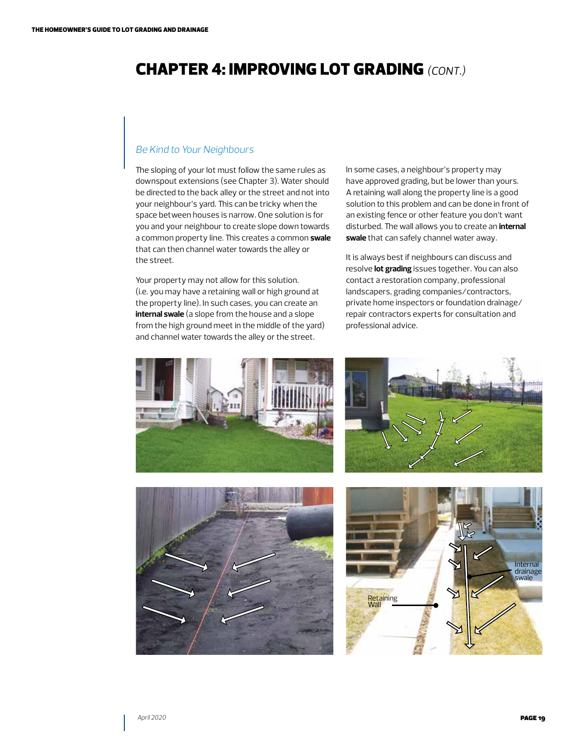# CHAPTER 4: IMPROVING LOT GRADING *(CONT.)*

## *Be Kind to Your Neighbours*

The sloping of your lot must follow the same rules as downspout extensions (see Chapter 3). Water should be directed to the back alley or the street and not into your neighbour's yard. This can be tricky when the space between houses is narrow. One solution is for you and your neighbour to create slope down towards a common property line. This creates a common **swale** that can then channel water towards the alley or the street.

Your property may not allow for this solution. (i.e. you may have a retaining wall or high ground at the property line). In such cases, you can create an **internal swale** (a slope from the house and a slope from the high ground meet in the middle of the yard) and channel water towards the alley or the street.

In some cases, a neighbour's property may have approved grading, but be lower than yours. A retaining wall along the property line is a good solution to this problem and can be done in front of an existing fence or other feature you don't want disturbed. The wall allows you to create an **internal swale** that can safely channel water away.

It is always best if neighbours can discuss and resolve **lot grading** issues together. You can also contact a restoration company, professional landscapers, grading companies/contractors, private home inspectors or foundation drainage/repair contractors experts for consultation and professional advice.

Retaining Wall

Internal drainage swale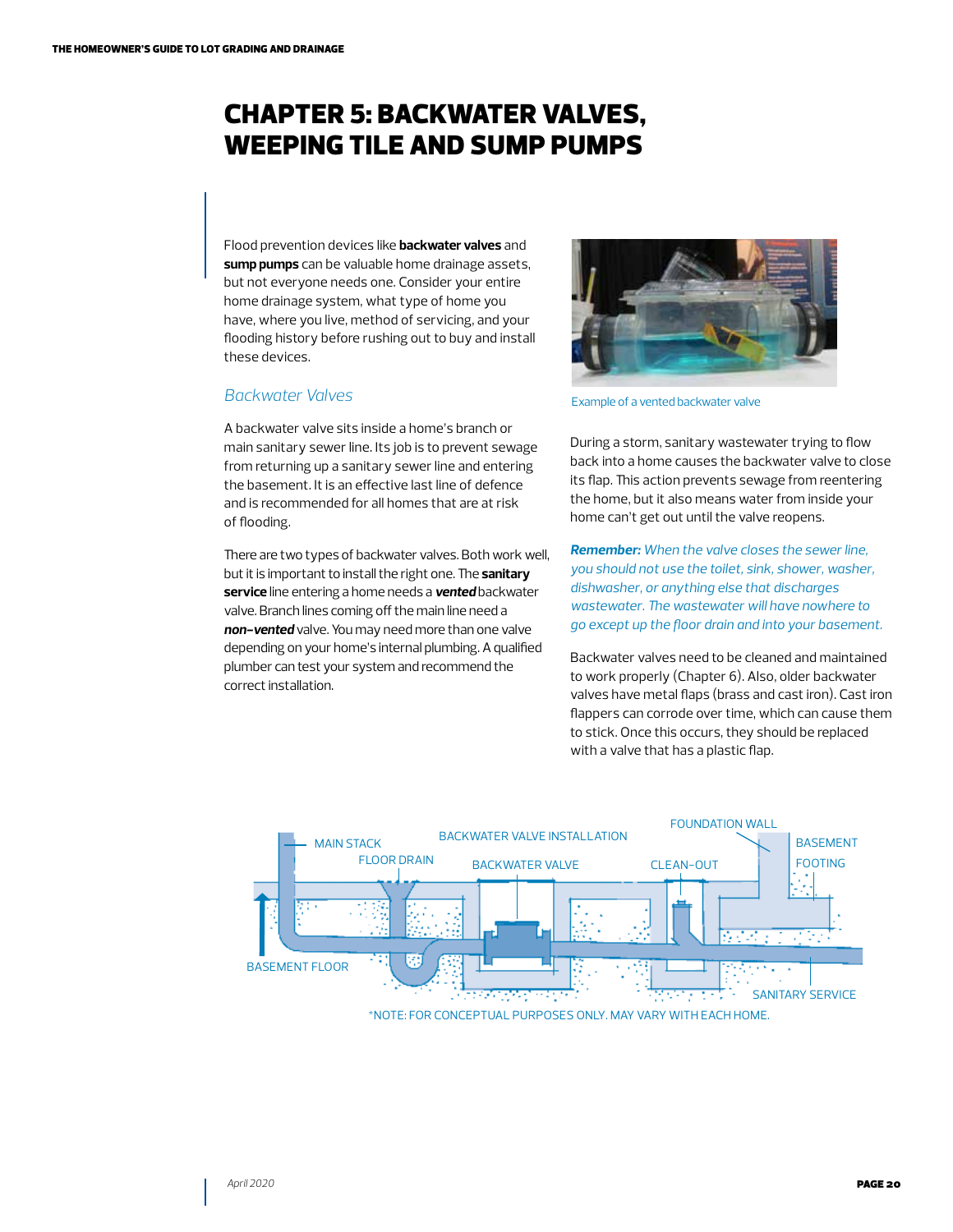# CHAPTER 5: BACKWATER VALVES, WEEPING TILE AND SUMP PUMPS

Flood prevention devices like **backwater valves** and **sump pumps** can be valuable home drainage assets, but not everyone needs one. Consider your entire home drainage system, what type of home you have, where you live, method of servicing, and your flooding history before rushing out to buy and install these devices.

## *Backwater Valves*

A backwater valve sits inside a home's branch or main sanitary sewer line. Its job is to prevent sewage from returning up a sanitary sewer line and entering the basement. It is an effective last line of defence and is recommended for all homes that are at risk of flooding.

There are two types of backwater valves. Both work well, but it is important to install the right one. The **sanitary service** line entering a home needs a ***vented*** backwater valve. Branch lines coming off the main line need a ***non-vented*** valve. You may need more than one valve depending on your home's internal plumbing. A qualified plumber can test your system and recommend the correct installation.

Example of a vented backwater valve

During a storm, sanitary wastewater trying to flow back into a home causes the backwater valve to close its flap. This action prevents sewage from reentering the home, but it also means water from inside your home can't get out until the valve reopens.

***Remember:*** *When the valve closes the sewer line, you should not use the toilet, sink, shower, washer, dishwasher, or anything else that discharges wastewater. The wastewater will have nowhere to go except up the floor drain and into your basement.*

Backwater valves need to be cleaned and maintained to work properly (Chapter 6). Also, older backwater valves have metal flaps (brass and cast iron). Cast iron flappers can corrode over time, which can cause them to stick. Once this occurs, they should be replaced with a valve that has a plastic flap.

BACKWATER VALVE INSTALLATION

MAIN STACK, FLOOR DRAIN, BACKWATER VALVE, CLEAN-OUT, FOUNDATION WALL, BASEMENT, FOOTING, BASEMENT FLOOR, SANITARY SERVICE

*NOTE: FOR CONCEPTUAL PURPOSES ONLY. MAY VARY WITH EACH HOME.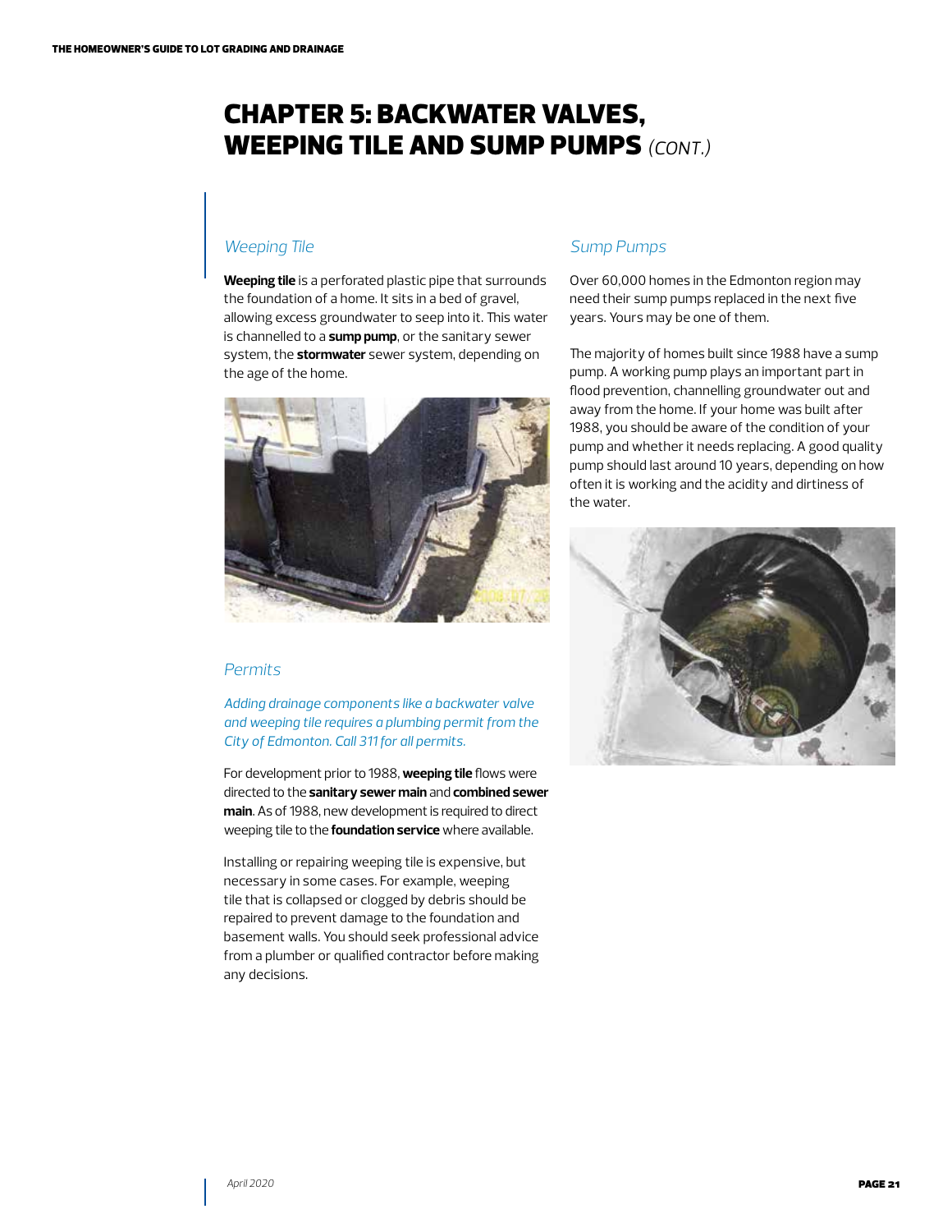# CHAPTER 5: BACKWATER VALVES, WEEPING TILE AND SUMP PUMPS *(CONT.)*

### *Weeping Tile*

**Weeping tile** is a perforated plastic pipe that surrounds the foundation of a home. It sits in a bed of gravel, allowing excess groundwater to seep into it. This water is channelled to a **sump pump**, or the sanitary sewer system, the **stormwater** sewer system, depending on the age of the home.

### *Permits*

*Adding drainage components like a backwater valve and weeping tile requires a plumbing permit from the City of Edmonton. Call 311 for all permits.*

For development prior to 1988, **weeping tile** flows were directed to the **sanitary sewer main** and **combined sewer main**. As of 1988, new development is required to direct weeping tile to the **foundation service** where available.

Installing or repairing weeping tile is expensive, but necessary in some cases. For example, weeping tile that is collapsed or clogged by debris should be repaired to prevent damage to the foundation and basement walls. You should seek professional advice from a plumber or qualified contractor before making any decisions.

### *Sump Pumps*

Over 60,000 homes in the Edmonton region may need their sump pumps replaced in the next five years. Yours may be one of them.

The majority of homes built since 1988 have a sump pump. A working pump plays an important part in flood prevention, channelling groundwater out and away from the home. If your home was built after 1988, you should be aware of the condition of your pump and whether it needs replacing. A good quality pump should last around 10 years, depending on how often it is working and the acidity and dirtiness of the water.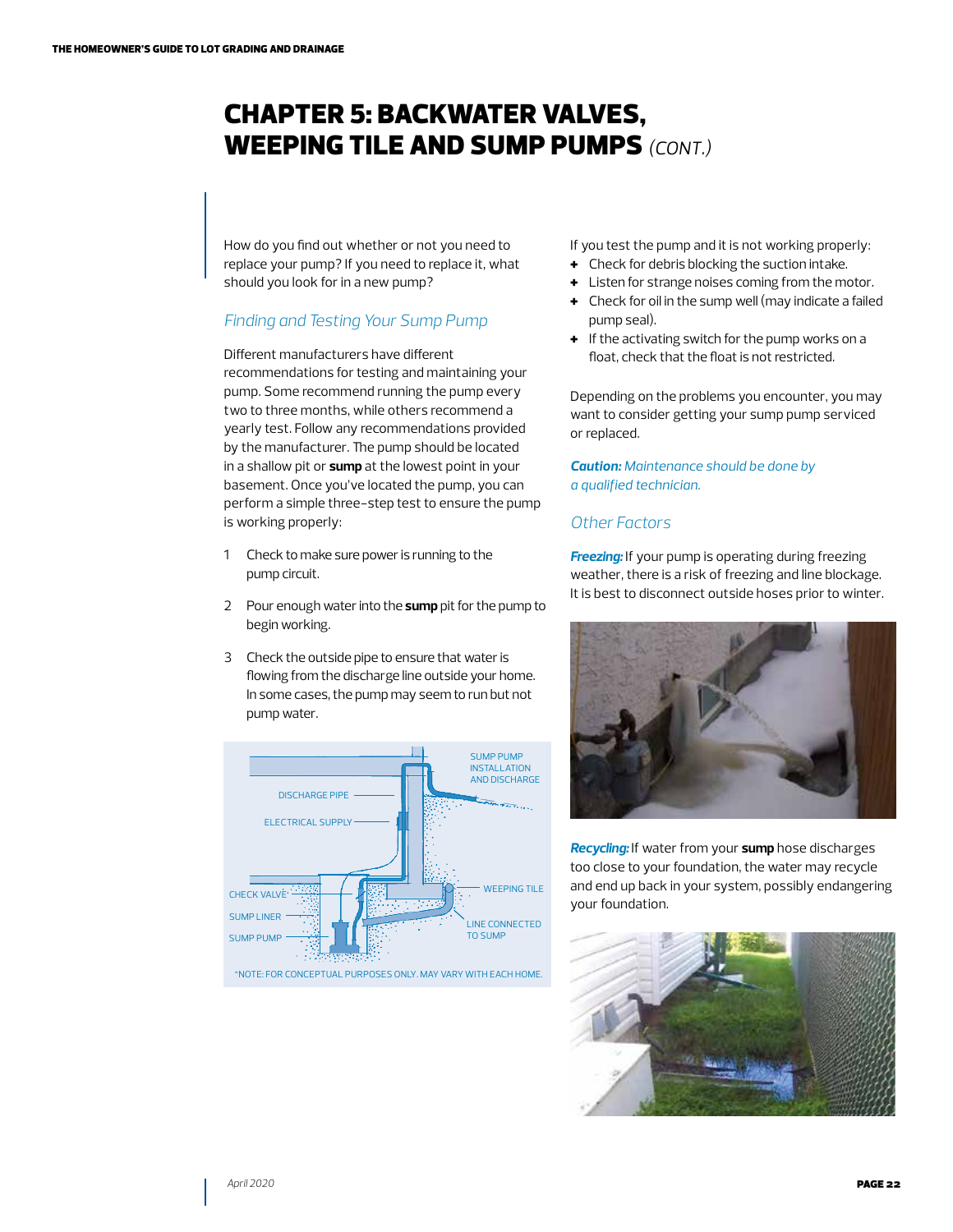# CHAPTER 5: BACKWATER VALVES, WEEPING TILE AND SUMP PUMPS *(CONT.)*

How do you find out whether or not you need to replace your pump? If you need to replace it, what should you look for in a new pump?

## *Finding and Testing Your Sump Pump*

Different manufacturers have different recommendations for testing and maintaining your pump. Some recommend running the pump every two to three months, while others recommend a yearly test. Follow any recommendations provided by the manufacturer. The pump should be located in a shallow pit or **sump** at the lowest point in your basement. Once you've located the pump, you can perform a simple three-step test to ensure the pump is working properly:

1. Check to make sure power is running to the pump circuit.
2. Pour enough water into the **sump** pit for the pump to begin working.
3. Check the outside pipe to ensure that water is flowing from the discharge line outside your home. In some cases, the pump may seem to run but not pump water.

SUMP PUMP INSTALLATION AND DISCHARGE

DISCHARGE PIPE, ELECTRICAL SUPPLY, CHECK VALVE, SUMP LINER, SUMP PUMP, WEEPING TILE, LINE CONNECTED TO SUMP

*NOTE: FOR CONCEPTUAL PURPOSES ONLY. MAY VARY WITH EACH HOME.

If you test the pump and it is not working properly:

- Check for debris blocking the suction intake.
- Listen for strange noises coming from the motor.
- Check for oil in the sump well (may indicate a failed pump seal).
- If the activating switch for the pump works on a float, check that the float is not restricted.

Depending on the problems you encounter, you may want to consider getting your sump pump serviced or replaced.

***Caution:*** *Maintenance should be done by a qualified technician.*

## *Other Factors*

***Freezing:*** If your pump is operating during freezing weather, there is a risk of freezing and line blockage. It is best to disconnect outside hoses prior to winter.

***Recycling:*** If water from your **sump** hose discharges too close to your foundation, the water may recycle and end up back in your system, possibly endangering your foundation.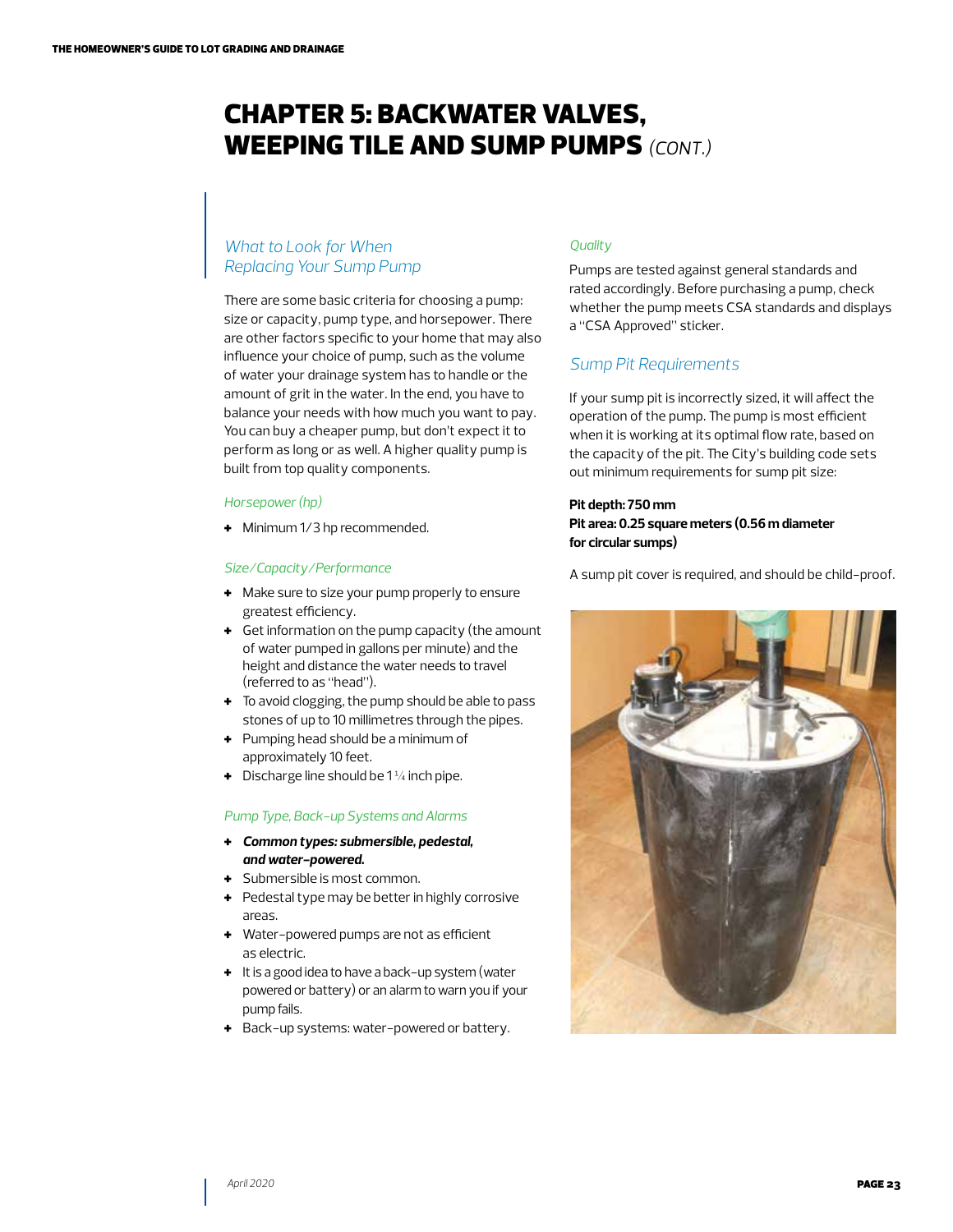# CHAPTER 5: BACKWATER VALVES, WEEPING TILE AND SUMP PUMPS *(CONT.)*

## *What to Look for When Replacing Your Sump Pump*

There are some basic criteria for choosing a pump: size or capacity, pump type, and horsepower. There are other factors specific to your home that may also influence your choice of pump, such as the volume of water your drainage system has to handle or the amount of grit in the water. In the end, you have to balance your needs with how much you want to pay. You can buy a cheaper pump, but don't expect it to perform as long or as well. A higher quality pump is built from top quality components.

### *Horsepower (hp)*

- Minimum 1/3 hp recommended.

### *Size/Capacity/Performance*

- Make sure to size your pump properly to ensure greatest efficiency.
- Get information on the pump capacity (the amount of water pumped in gallons per minute) and the height and distance the water needs to travel (referred to as "head").
- To avoid clogging, the pump should be able to pass stones of up to 10 millimetres through the pipes.
- Pumping head should be a minimum of approximately 10 feet.
- Discharge line should be 1 ¼ inch pipe.

### *Pump Type, Back-up Systems and Alarms*

- ***Common types: submersible, pedestal, and water-powered.***
- Submersible is most common.
- Pedestal type may be better in highly corrosive areas.
- Water-powered pumps are not as efficient as electric.
- It is a good idea to have a back-up system (water powered or battery) or an alarm to warn you if your pump fails.
- Back-up systems: water-powered or battery.

### *Quality*

Pumps are tested against general standards and rated accordingly. Before purchasing a pump, check whether the pump meets CSA standards and displays a "CSA Approved" sticker.

## *Sump Pit Requirements*

If your sump pit is incorrectly sized, it will affect the operation of the pump. The pump is most efficient when it is working at its optimal flow rate, based on the capacity of the pit. The City's building code sets out minimum requirements for sump pit size:

**Pit depth: 750 mm**
**Pit area: 0.25 square meters (0.56 m diameter for circular sumps)**

A sump pit cover is required, and should be child-proof.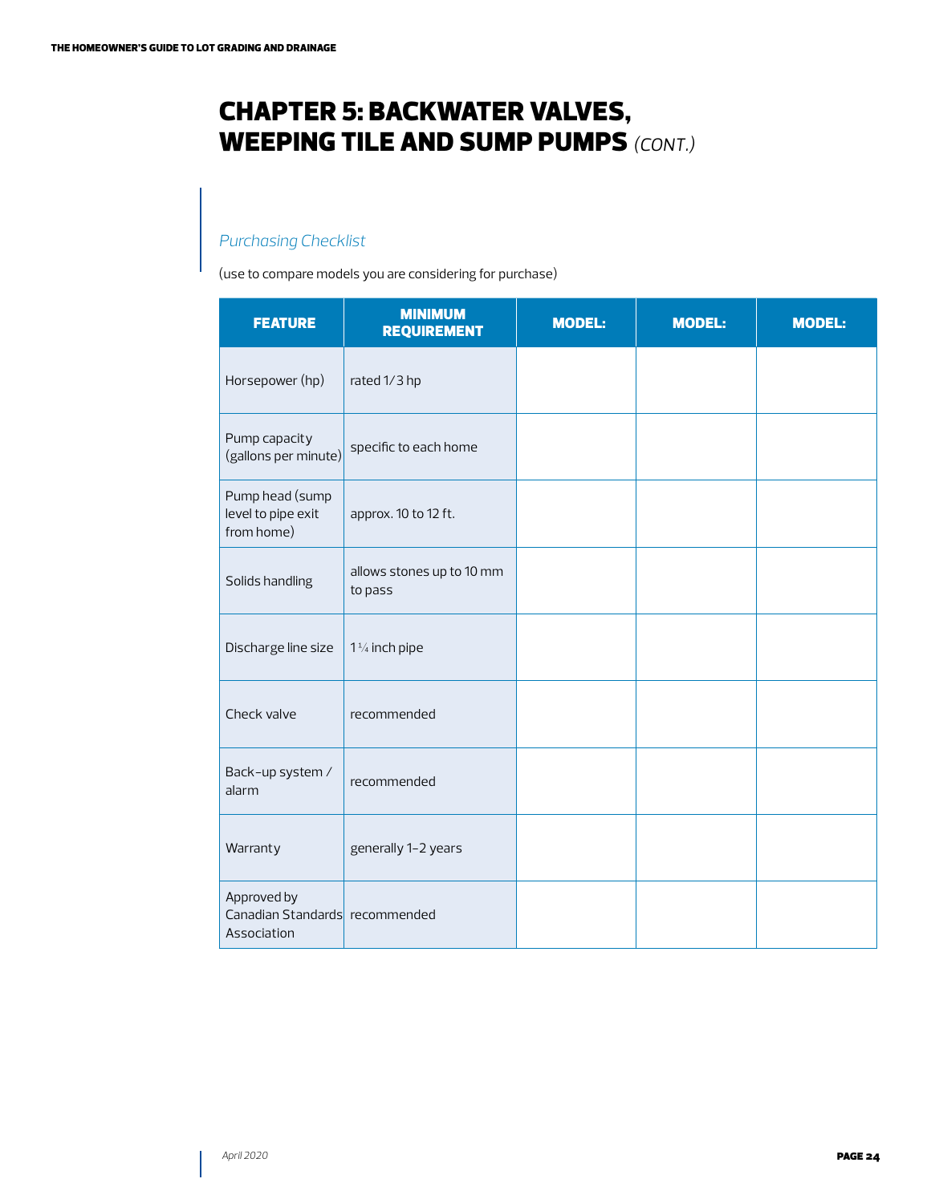# CHAPTER 5: BACKWATER VALVES, WEEPING TILE AND SUMP PUMPS *(CONT.)*

*Purchasing Checklist*

(use to compare models you are considering for purchase)

| FEATURE | MINIMUM REQUIREMENT | MODEL: | MODEL: | MODEL: |
|---|---|---|---|---|
| Horsepower (hp) | rated 1/3 hp | | | |
| Pump capacity (gallons per minute) | specific to each home | | | |
| Pump head (sump level to pipe exit from home) | approx. 10 to 12 ft. | | | |
| Solids handling | allows stones up to 10 mm to pass | | | |
| Discharge line size | 1¼ inch pipe | | | |
| Check valve | recommended | | | |
| Back-up system / alarm | recommended | | | |
| Warranty | generally 1-2 years | | | |
| Approved by Canadian Standards Association | recommended | | | |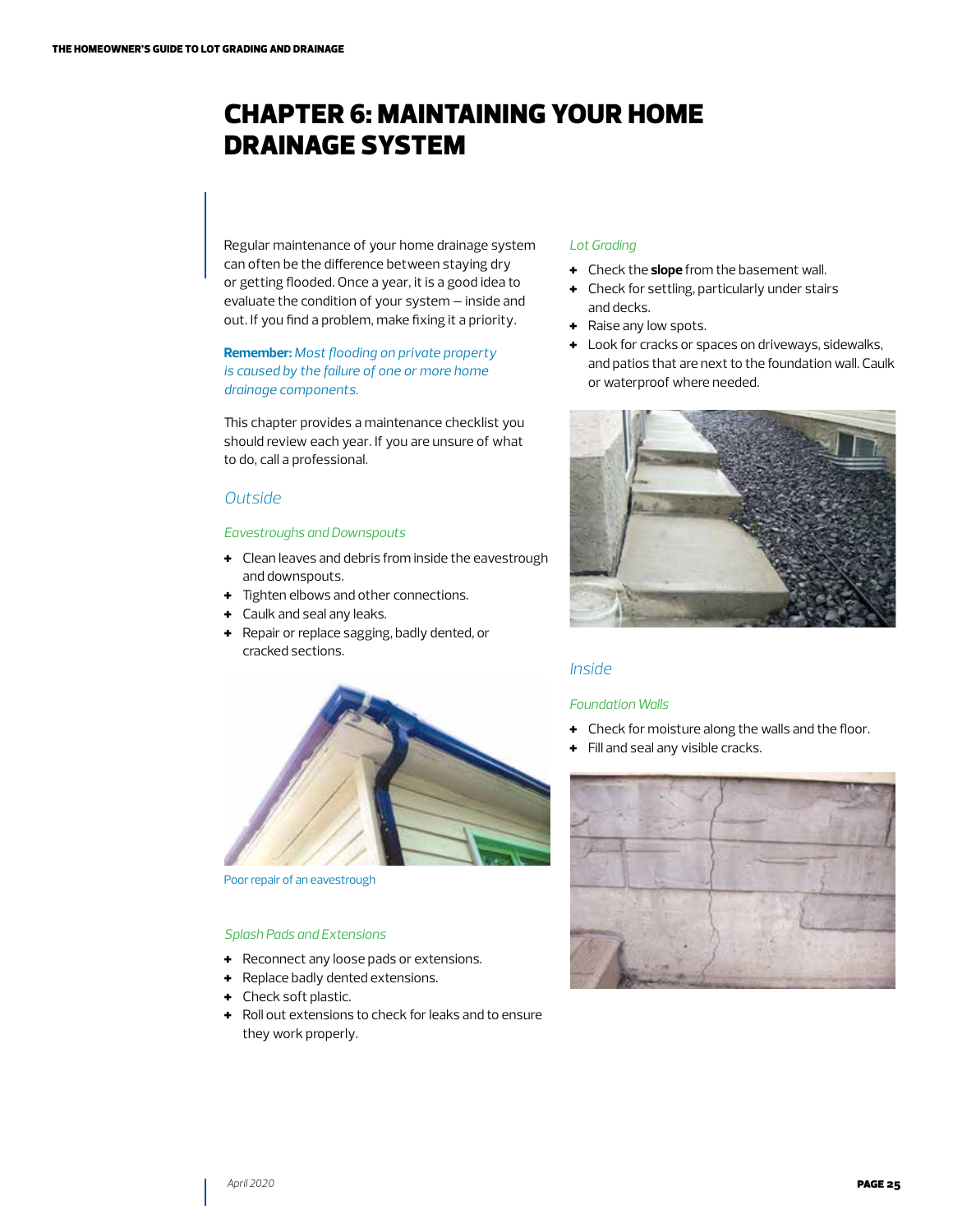# CHAPTER 6: MAINTAINING YOUR HOME DRAINAGE SYSTEM

Regular maintenance of your home drainage system can often be the difference between staying dry or getting flooded. Once a year, it is a good idea to evaluate the condition of your system – inside and out. If you find a problem, make fixing it a priority.

**Remember:** *Most flooding on private property is caused by the failure of one or more home drainage components.*

This chapter provides a maintenance checklist you should review each year. If you are unsure of what to do, call a professional.

## Outside

### *Eavestroughs and Downspouts*

- Clean leaves and debris from inside the eavestrough and downspouts.
- Tighten elbows and other connections.
- Caulk and seal any leaks.
- Repair or replace sagging, badly dented, or cracked sections.

Poor repair of an eavestrough

### *Splash Pads and Extensions*

- Reconnect any loose pads or extensions.
- Replace badly dented extensions.
- Check soft plastic.
- Roll out extensions to check for leaks and to ensure they work properly.

### *Lot Grading*

- Check the **slope** from the basement wall.
- Check for settling, particularly under stairs and decks.
- Raise any low spots.
- Look for cracks or spaces on driveways, sidewalks, and patios that are next to the foundation wall. Caulk or waterproof where needed.

## Inside

### *Foundation Walls*

- Check for moisture along the walls and the floor.
- Fill and seal any visible cracks.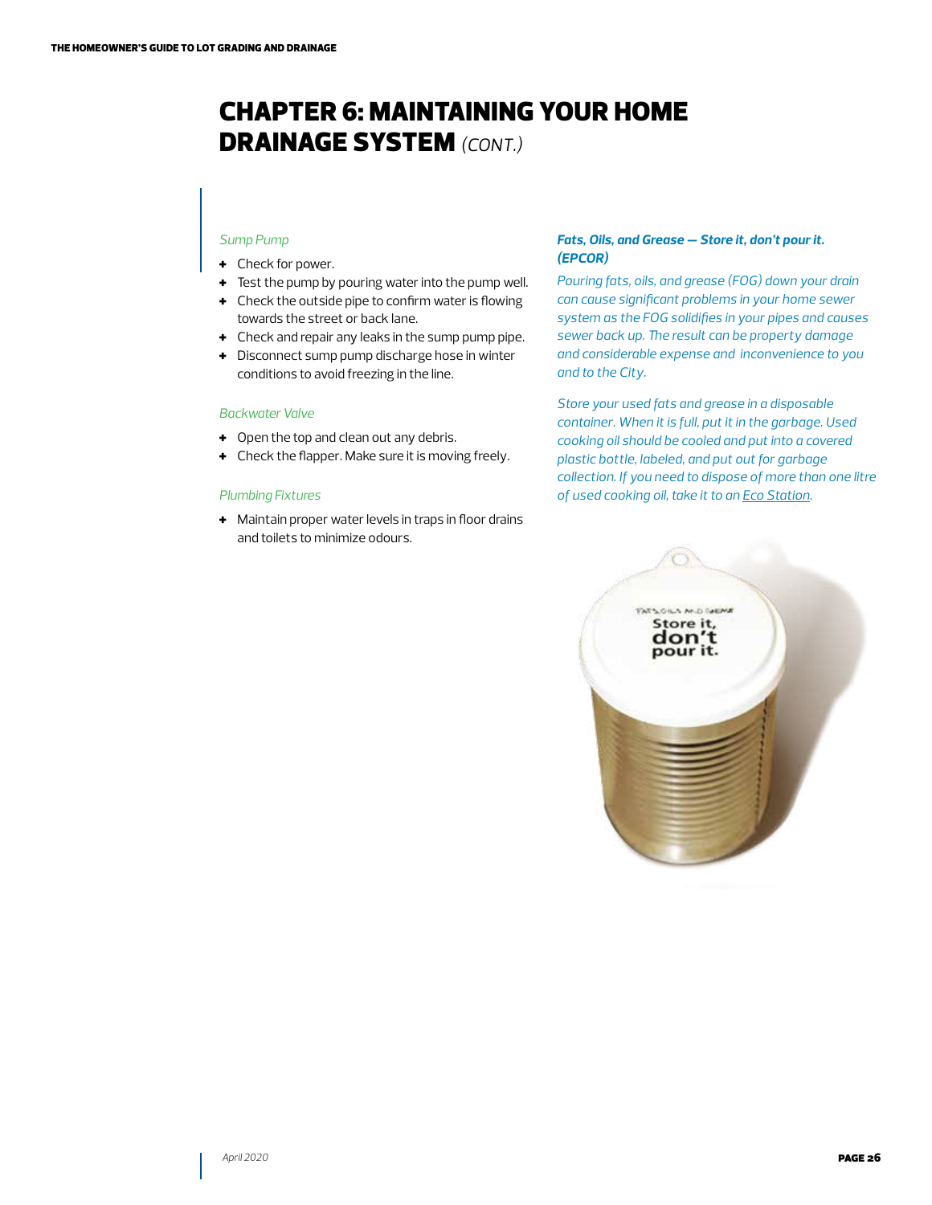# CHAPTER 6: MAINTAINING YOUR HOME DRAINAGE SYSTEM *(CONT.)*

*Sump Pump*

- Check for power.
- Test the pump by pouring water into the pump well.
- Check the outside pipe to confirm water is flowing towards the street or back lane.
- Check and repair any leaks in the sump pump pipe.
- Disconnect sump pump discharge hose in winter conditions to avoid freezing in the line.

*Backwater Valve*

- Open the top and clean out any debris.
- Check the flapper. Make sure it is moving freely.

*Plumbing Fixtures*

- Maintain proper water levels in traps in floor drains and toilets to minimize odours.

***Fats, Oils, and Grease — Store it, don't pour it. (EPCOR)***

*Pouring fats, oils, and grease (FOG) down your drain can cause significant problems in your home sewer system as the FOG solidifies in your pipes and causes sewer back up. The result can be property damage and considerable expense and inconvenience to you and to the City.*

*Store your used fats and grease in a disposable container. When it is full, put it in the garbage. Used cooking oil should be cooled and put into a covered plastic bottle, labeled, and put out for garbage collection. If you need to dispose of more than one litre of used cooking oil, take it to an Eco Station.*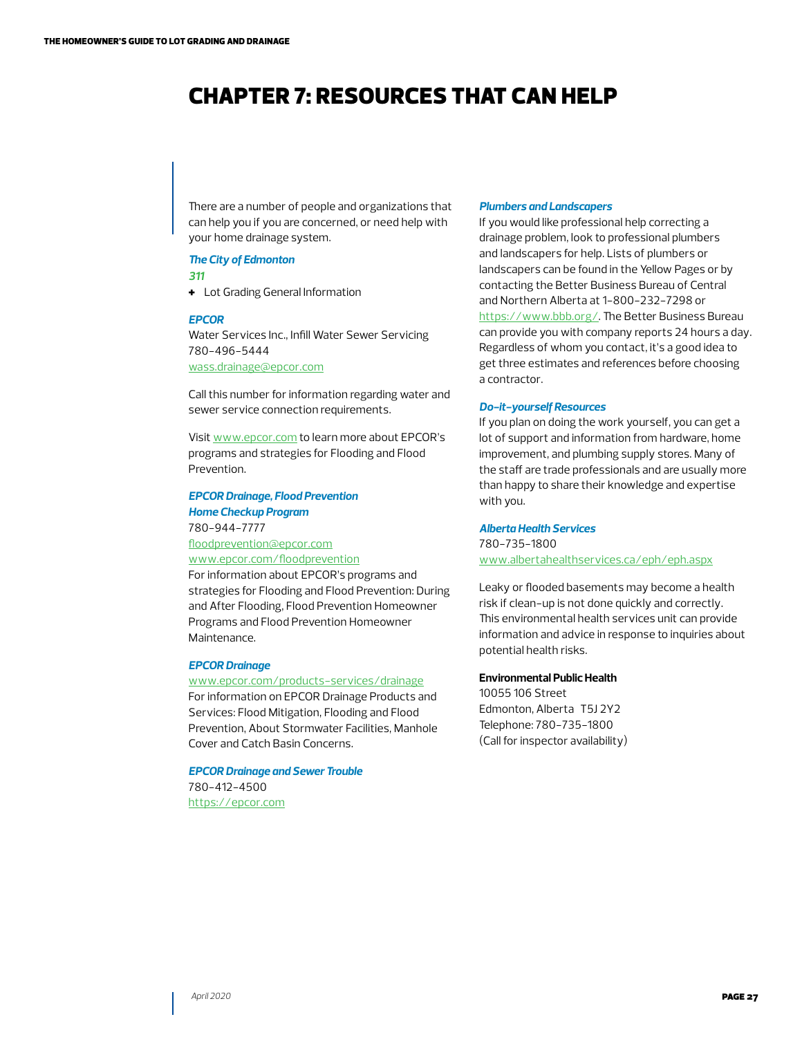# CHAPTER 7: RESOURCES THAT CAN HELP

There are a number of people and organizations that can help you if you are concerned, or need help with your home drainage system.

### *The City of Edmonton*

*311*

- Lot Grading General Information

### *EPCOR*

Water Services Inc., Infill Water Sewer Servicing
780-496-5444
wass.drainage@epcor.com

Call this number for information regarding water and sewer service connection requirements.

Visit www.epcor.com to learn more about EPCOR's programs and strategies for Flooding and Flood Prevention.

### *EPCOR Drainage, Flood Prevention Home Checkup Program*

780-944-7777
floodprevention@epcor.com
www.epcor.com/floodprevention

For information about EPCOR's programs and strategies for Flooding and Flood Prevention: During and After Flooding, Flood Prevention Homeowner Programs and Flood Prevention Homeowner Maintenance.

### *EPCOR Drainage*

www.epcor.com/products-services/drainage

For information on EPCOR Drainage Products and Services: Flood Mitigation, Flooding and Flood Prevention, About Stormwater Facilities, Manhole Cover and Catch Basin Concerns.

### *EPCOR Drainage and Sewer Trouble*

780-412-4500
https://epcor.com

### *Plumbers and Landscapers*

If you would like professional help correcting a drainage problem, look to professional plumbers and landscapers for help. Lists of plumbers or landscapers can be found in the Yellow Pages or by contacting the Better Business Bureau of Central and Northern Alberta at 1-800-232-7298 or https://www.bbb.org/. The Better Business Bureau can provide you with company reports 24 hours a day. Regardless of whom you contact, it's a good idea to get three estimates and references before choosing a contractor.

### *Do-it-yourself Resources*

If you plan on doing the work yourself, you can get a lot of support and information from hardware, home improvement, and plumbing supply stores. Many of the staff are trade professionals and are usually more than happy to share their knowledge and expertise with you.

### *Alberta Health Services*

780-735-1800
www.albertahealthservices.ca/eph/eph.aspx

Leaky or flooded basements may become a health risk if clean-up is not done quickly and correctly. This environmental health services unit can provide information and advice in response to inquiries about potential health risks.

**Environmental Public Health**
10055 106 Street
Edmonton, Alberta T5J 2Y2
Telephone: 780-735-1800
(Call for inspector availability)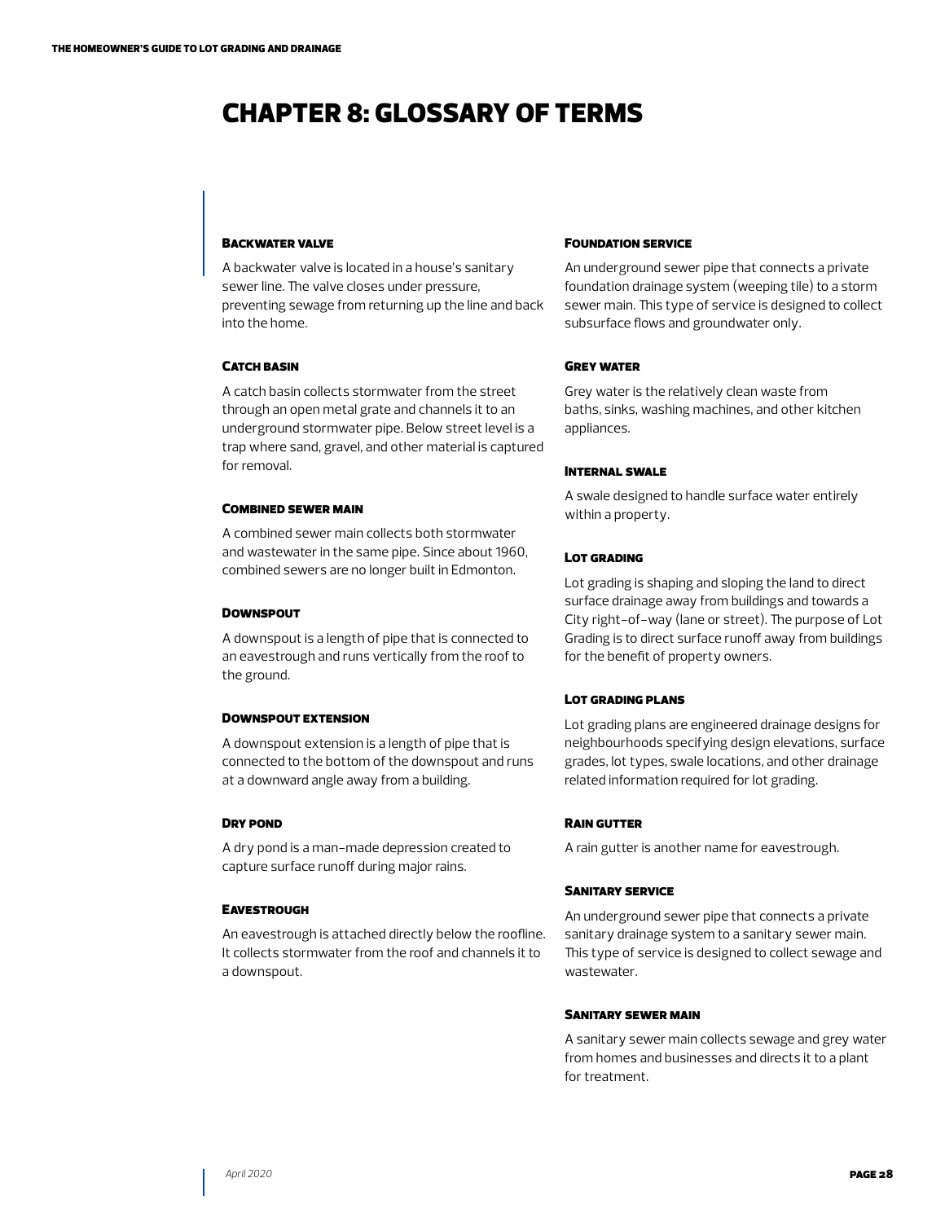# Chapter 8: Glossary of Terms

### Backwater valve

A backwater valve is located in a house's sanitary sewer line. The valve closes under pressure, preventing sewage from returning up the line and back into the home.

### Catch basin

A catch basin collects stormwater from the street through an open metal grate and channels it to an underground stormwater pipe. Below street level is a trap where sand, gravel, and other material is captured for removal.

### Combined sewer main

A combined sewer main collects both stormwater and wastewater in the same pipe. Since about 1960, combined sewers are no longer built in Edmonton.

### Downspout

A downspout is a length of pipe that is connected to an eavestrough and runs vertically from the roof to the ground.

### Downspout extension

A downspout extension is a length of pipe that is connected to the bottom of the downspout and runs at a downward angle away from a building.

### Dry pond

A dry pond is a man-made depression created to capture surface runoff during major rains.

### Eavestrough

An eavestrough is attached directly below the roofline. It collects stormwater from the roof and channels it to a downspout.

### Foundation service

An underground sewer pipe that connects a private foundation drainage system (weeping tile) to a storm sewer main. This type of service is designed to collect subsurface flows and groundwater only.

### Grey water

Grey water is the relatively clean waste from baths, sinks, washing machines, and other kitchen appliances.

### Internal swale

A swale designed to handle surface water entirely within a property.

### Lot grading

Lot grading is shaping and sloping the land to direct surface drainage away from buildings and towards a City right-of-way (lane or street). The purpose of Lot Grading is to direct surface runoff away from buildings for the benefit of property owners.

### Lot grading plans

Lot grading plans are engineered drainage designs for neighbourhoods specifying design elevations, surface grades, lot types, swale locations, and other drainage related information required for lot grading.

### Rain gutter

A rain gutter is another name for eavestrough.

### Sanitary service

An underground sewer pipe that connects a private sanitary drainage system to a sanitary sewer main. This type of service is designed to collect sewage and wastewater.

### Sanitary sewer main

A sanitary sewer main collects sewage and grey water from homes and businesses and directs it to a plant for treatment.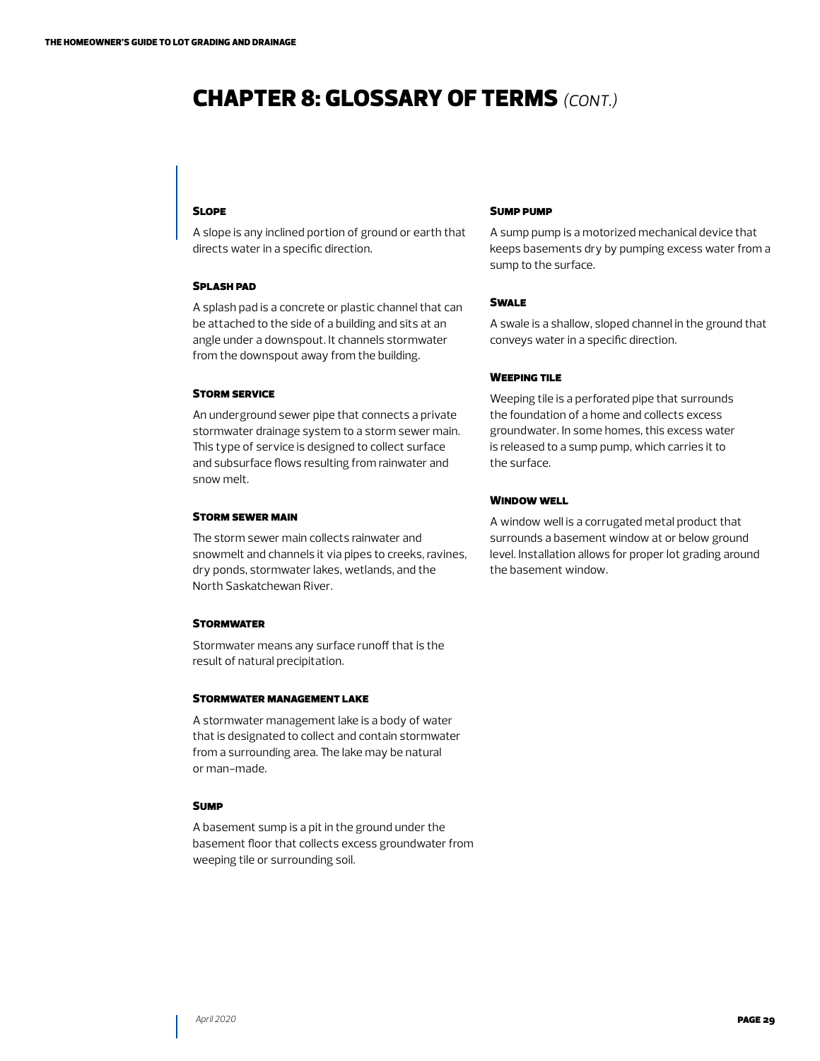# CHAPTER 8: GLOSSARY OF TERMS *(CONT.)*

### Slope

A slope is any inclined portion of ground or earth that directs water in a specific direction.

### Splash pad

A splash pad is a concrete or plastic channel that can be attached to the side of a building and sits at an angle under a downspout. It channels stormwater from the downspout away from the building.

### Storm service

An underground sewer pipe that connects a private stormwater drainage system to a storm sewer main. This type of service is designed to collect surface and subsurface flows resulting from rainwater and snow melt.

### Storm sewer main

The storm sewer main collects rainwater and snowmelt and channels it via pipes to creeks, ravines, dry ponds, stormwater lakes, wetlands, and the North Saskatchewan River.

### Stormwater

Stormwater means any surface runoff that is the result of natural precipitation.

### Stormwater management lake

A stormwater management lake is a body of water that is designated to collect and contain stormwater from a surrounding area. The lake may be natural or man-made.

### Sump

A basement sump is a pit in the ground under the basement floor that collects excess groundwater from weeping tile or surrounding soil.

### Sump pump

A sump pump is a motorized mechanical device that keeps basements dry by pumping excess water from a sump to the surface.

### Swale

A swale is a shallow, sloped channel in the ground that conveys water in a specific direction.

### Weeping tile

Weeping tile is a perforated pipe that surrounds the foundation of a home and collects excess groundwater. In some homes, this excess water is released to a sump pump, which carries it to the surface.

### Window well

A window well is a corrugated metal product that surrounds a basement window at or below ground level. Installation allows for proper lot grading around the basement window.

*April 2020*